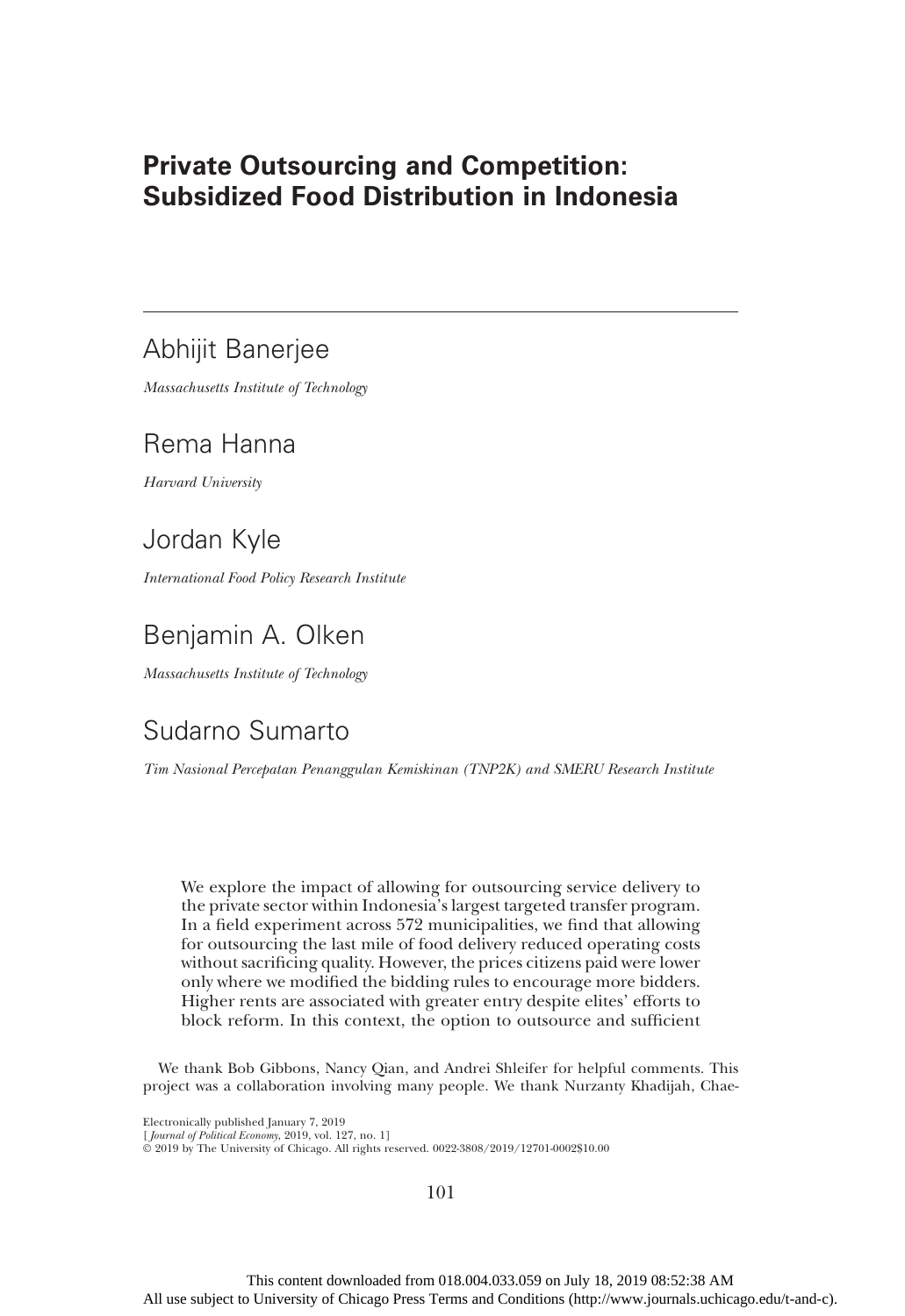# Private Outsourcing and Competition: Subsidized Food Distribution in Indonesia

Abhijit Banerjee

*Massachusetts Institute of Technology*

Rema Hanna

*Harvard University*

Jordan Kyle

*International Food Policy Research Institute*

Benjamin A. Olken

*Massachusetts Institute of Technology*

Sudarno Sumarto

*Tim Nasional Percepatan Penanggulan Kemiskinan (TNP2K) and SMERU Research Institute*

We explore the impact of allowing for outsourcing service delivery to the private sector within Indonesia's largest targeted transfer program. In a field experiment across 572 municipalities, we find that allowing for outsourcing the last mile of food delivery reduced operating costs without sacrificing quality. However, the prices citizens paid were lower only where we modified the bidding rules to encourage more bidders. Higher rents are associated with greater entry despite elites' efforts to block reform. In this context, the option to outsource and sufficient

We thank Bob Gibbons, Nancy Qian, and Andrei Shleifer for helpful comments. This project was a collaboration involving many people. We thank Nurzanty Khadijah, Chae-

Electronically published January 7, 2019
[*Journal of Political Economy*, 2019, vol. 127, no. 1]
© 2019 by The University of Chicago. All rights reserved. 0022-3808/2019/12701-0002$10.00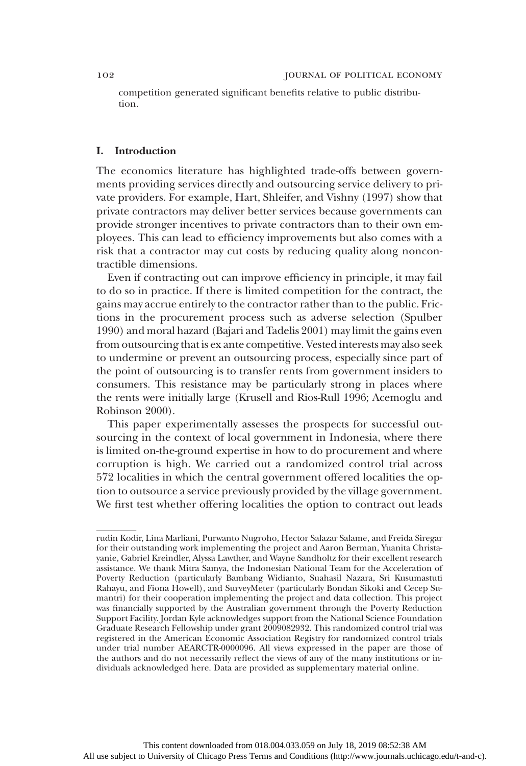competition generated significant benefits relative to public distribution.

## I. Introduction

The economics literature has highlighted trade-offs between governments providing services directly and outsourcing service delivery to private providers. For example, Hart, Shleifer, and Vishny (1997) show that private contractors may deliver better services because governments can provide stronger incentives to private contractors than to their own employees. This can lead to efficiency improvements but also comes with a risk that a contractor may cut costs by reducing quality along noncontractible dimensions.

Even if contracting out can improve efficiency in principle, it may fail to do so in practice. If there is limited competition for the contract, the gains may accrue entirely to the contractor rather than to the public. Frictions in the procurement process such as adverse selection (Spulber 1990) and moral hazard (Bajari and Tadelis 2001) may limit the gains even from outsourcing that is ex ante competitive. Vested interests may also seek to undermine or prevent an outsourcing process, especially since part of the point of outsourcing is to transfer rents from government insiders to consumers. This resistance may be particularly strong in places where the rents were initially large (Krusell and Rios-Rull 1996; Acemoglu and Robinson 2000).

This paper experimentally assesses the prospects for successful outsourcing in the context of local government in Indonesia, where there is limited on-the-ground expertise in how to do procurement and where corruption is high. We carried out a randomized control trial across 572 localities in which the central government offered localities the option to outsource a service previously provided by the village government. We first test whether offering localities the option to contract out leads

---

rudin Kodir, Lina Marliani, Purwanto Nugroho, Hector Salazar Salame, and Freida Siregar for their outstanding work implementing the project and Aaron Berman, Yuanita Christayanie, Gabriel Kreindler, Alyssa Lawther, and Wayne Sandholtz for their excellent research assistance. We thank Mitra Samya, the Indonesian National Team for the Acceleration of Poverty Reduction (particularly Bambang Widianto, Suahasil Nazara, Sri Kusumastuti Rahayu, and Fiona Howell), and SurveyMeter (particularly Bondan Sikoki and Cecep Sumantri) for their cooperation implementing the project and data collection. This project was financially supported by the Australian government through the Poverty Reduction Support Facility. Jordan Kyle acknowledges support from the National Science Foundation Graduate Research Fellowship under grant 2009082932. This randomized control trial was registered in the American Economic Association Registry for randomized control trials under trial number AEARCTR-0000096. All views expressed in the paper are those of the authors and do not necessarily reflect the views of any of the many institutions or individuals acknowledged here. Data are provided as supplementary material online.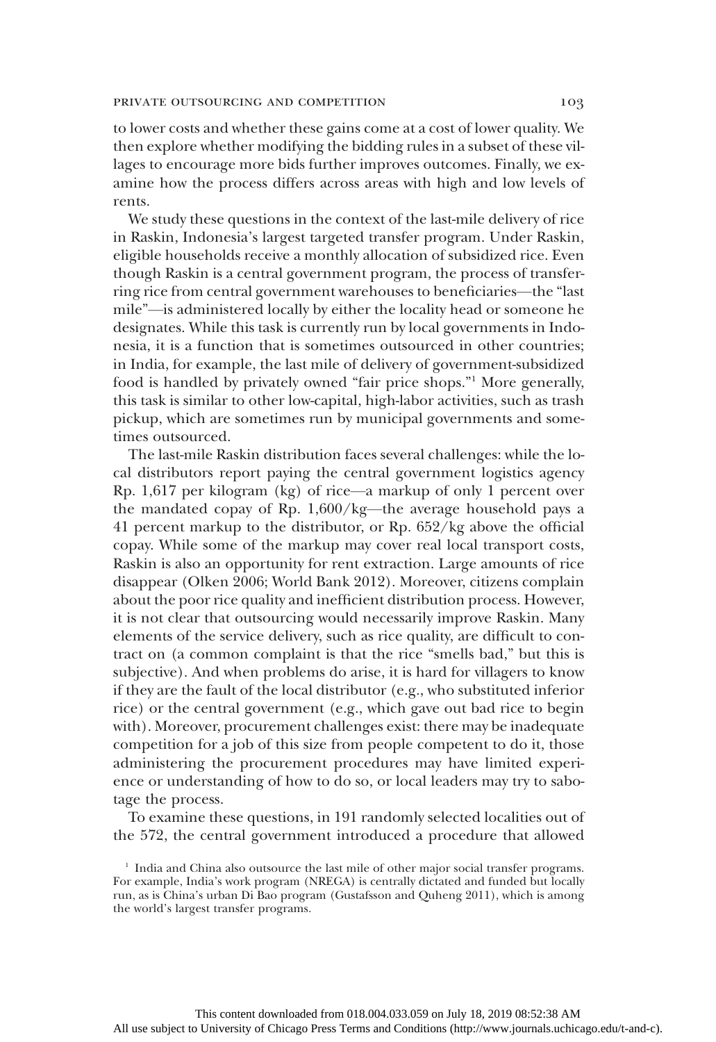to lower costs and whether these gains come at a cost of lower quality. We then explore whether modifying the bidding rules in a subset of these villages to encourage more bids further improves outcomes. Finally, we examine how the process differs across areas with high and low levels of rents.

We study these questions in the context of the last-mile delivery of rice in Raskin, Indonesia's largest targeted transfer program. Under Raskin, eligible households receive a monthly allocation of subsidized rice. Even though Raskin is a central government program, the process of transferring rice from central government warehouses to beneficiaries—the "last mile"—is administered locally by either the locality head or someone he designates. While this task is currently run by local governments in Indonesia, it is a function that is sometimes outsourced in other countries; in India, for example, the last mile of delivery of government-subsidized food is handled by privately owned "fair price shops."[1] More generally, this task is similar to other low-capital, high-labor activities, such as trash pickup, which are sometimes run by municipal governments and sometimes outsourced.

The last-mile Raskin distribution faces several challenges: while the local distributors report paying the central government logistics agency Rp. 1,617 per kilogram (kg) of rice—a markup of only 1 percent over the mandated copay of Rp. 1,600/kg—the average household pays a 41 percent markup to the distributor, or Rp. 652/kg above the official copay. While some of the markup may cover real local transport costs, Raskin is also an opportunity for rent extraction. Large amounts of rice disappear (Olken 2006; World Bank 2012). Moreover, citizens complain about the poor rice quality and inefficient distribution process. However, it is not clear that outsourcing would necessarily improve Raskin. Many elements of the service delivery, such as rice quality, are difficult to contract on (a common complaint is that the rice "smells bad," but this is subjective). And when problems do arise, it is hard for villagers to know if they are the fault of the local distributor (e.g., who substituted inferior rice) or the central government (e.g., which gave out bad rice to begin with). Moreover, procurement challenges exist: there may be inadequate competition for a job of this size from people competent to do it, those administering the procurement procedures may have limited experience or understanding of how to do so, or local leaders may try to sabotage the process.

To examine these questions, in 191 randomly selected localities out of the 572, the central government introduced a procedure that allowed

[1] India and China also outsource the last mile of other major social transfer programs. For example, India's work program (NREGA) is centrally dictated and funded but locally run, as is China's urban Di Bao program (Gustafsson and Quheng 2011), which is among the world's largest transfer programs.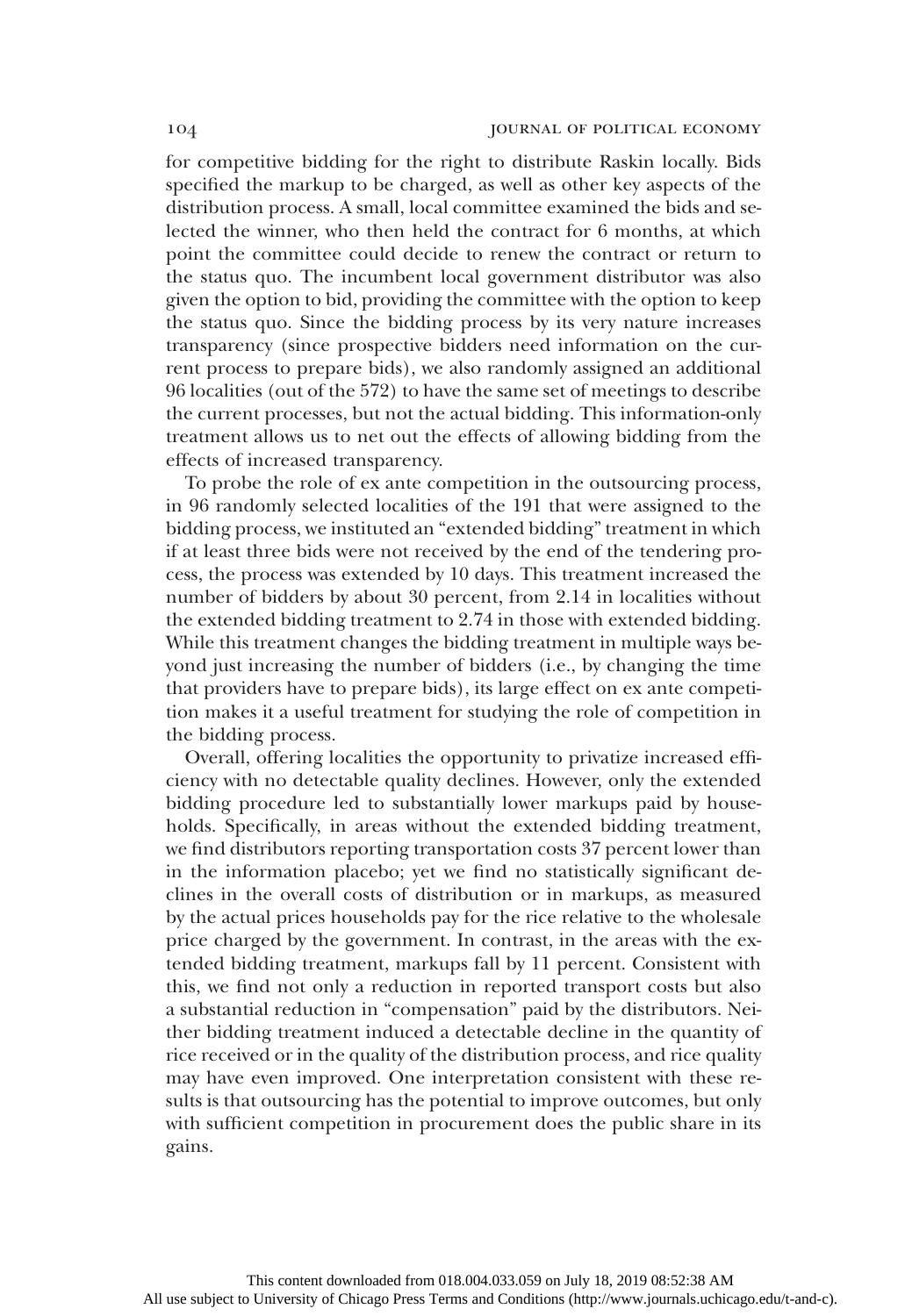for competitive bidding for the right to distribute Raskin locally. Bids specified the markup to be charged, as well as other key aspects of the distribution process. A small, local committee examined the bids and selected the winner, who then held the contract for 6 months, at which point the committee could decide to renew the contract or return to the status quo. The incumbent local government distributor was also given the option to bid, providing the committee with the option to keep the status quo. Since the bidding process by its very nature increases transparency (since prospective bidders need information on the current process to prepare bids), we also randomly assigned an additional 96 localities (out of the 572) to have the same set of meetings to describe the current processes, but not the actual bidding. This information-only treatment allows us to net out the effects of allowing bidding from the effects of increased transparency.

To probe the role of ex ante competition in the outsourcing process, in 96 randomly selected localities of the 191 that were assigned to the bidding process, we instituted an "extended bidding" treatment in which if at least three bids were not received by the end of the tendering process, the process was extended by 10 days. This treatment increased the number of bidders by about 30 percent, from 2.14 in localities without the extended bidding treatment to 2.74 in those with extended bidding. While this treatment changes the bidding treatment in multiple ways beyond just increasing the number of bidders (i.e., by changing the time that providers have to prepare bids), its large effect on ex ante competition makes it a useful treatment for studying the role of competition in the bidding process.

Overall, offering localities the opportunity to privatize increased efficiency with no detectable quality declines. However, only the extended bidding procedure led to substantially lower markups paid by households. Specifically, in areas without the extended bidding treatment, we find distributors reporting transportation costs 37 percent lower than in the information placebo; yet we find no statistically significant declines in the overall costs of distribution or in markups, as measured by the actual prices households pay for the rice relative to the wholesale price charged by the government. In contrast, in the areas with the extended bidding treatment, markups fall by 11 percent. Consistent with this, we find not only a reduction in reported transport costs but also a substantial reduction in "compensation" paid by the distributors. Neither bidding treatment induced a detectable decline in the quantity of rice received or in the quality of the distribution process, and rice quality may have even improved. One interpretation consistent with these results is that outsourcing has the potential to improve outcomes, but only with sufficient competition in procurement does the public share in its gains.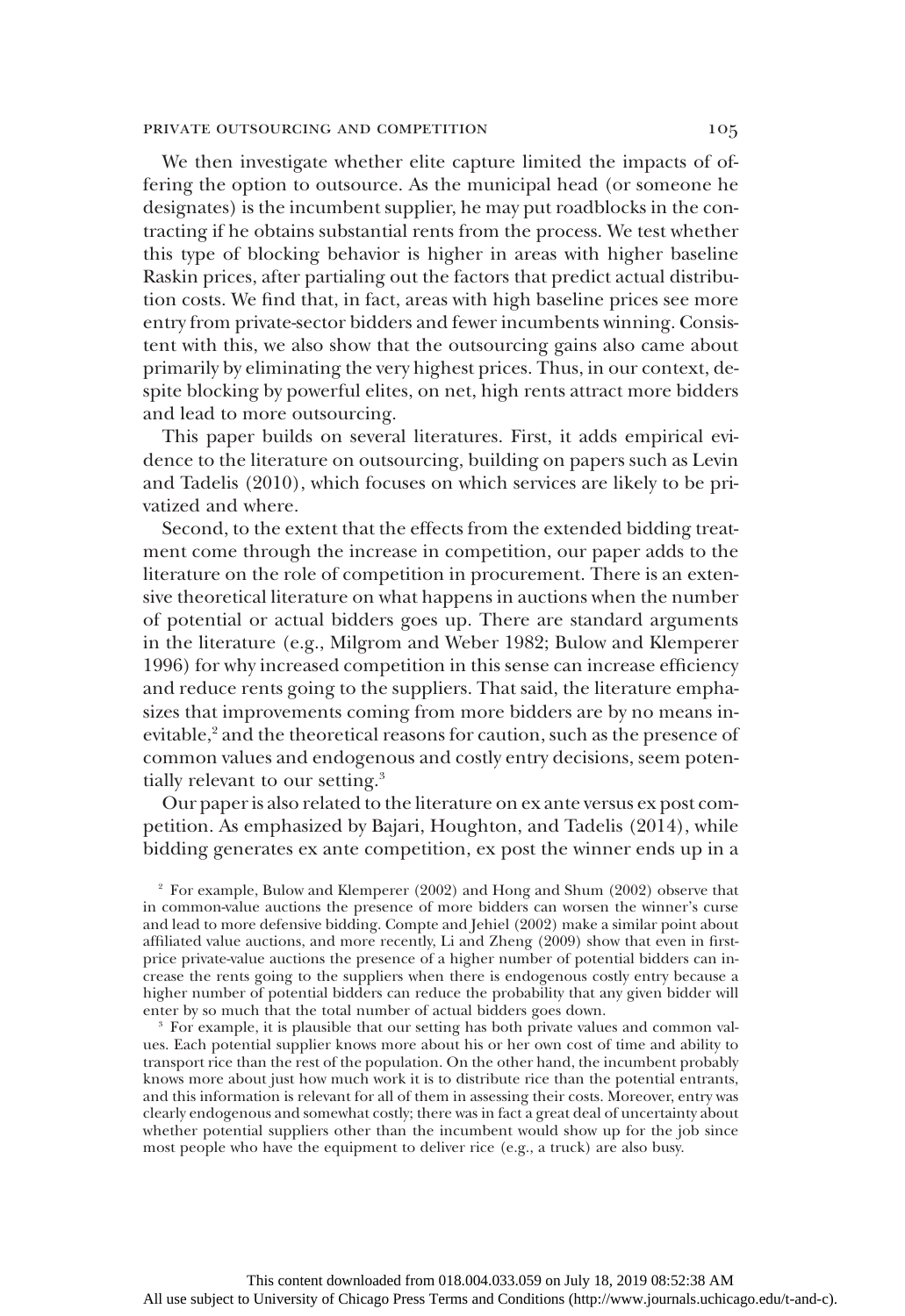We then investigate whether elite capture limited the impacts of offering the option to outsource. As the municipal head (or someone he designates) is the incumbent supplier, he may put roadblocks in the contracting if he obtains substantial rents from the process. We test whether this type of blocking behavior is higher in areas with higher baseline Raskin prices, after partialing out the factors that predict actual distribution costs. We find that, in fact, areas with high baseline prices see more entry from private-sector bidders and fewer incumbents winning. Consistent with this, we also show that the outsourcing gains also came about primarily by eliminating the very highest prices. Thus, in our context, despite blocking by powerful elites, on net, high rents attract more bidders and lead to more outsourcing.

This paper builds on several literatures. First, it adds empirical evidence to the literature on outsourcing, building on papers such as Levin and Tadelis (2010), which focuses on which services are likely to be privatized and where.

Second, to the extent that the effects from the extended bidding treatment come through the increase in competition, our paper adds to the literature on the role of competition in procurement. There is an extensive theoretical literature on what happens in auctions when the number of potential or actual bidders goes up. There are standard arguments in the literature (e.g., Milgrom and Weber 1982; Bulow and Klemperer 1996) for why increased competition in this sense can increase efficiency and reduce rents going to the suppliers. That said, the literature emphasizes that improvements coming from more bidders are by no means inevitable,[2] and the theoretical reasons for caution, such as the presence of common values and endogenous and costly entry decisions, seem potentially relevant to our setting.[3]

Our paper is also related to the literature on ex ante versus ex post competition. As emphasized by Bajari, Houghton, and Tadelis (2014), while bidding generates ex ante competition, ex post the winner ends up in a

[2] For example, Bulow and Klemperer (2002) and Hong and Shum (2002) observe that in common-value auctions the presence of more bidders can worsen the winner's curse and lead to more defensive bidding. Compte and Jehiel (2002) make a similar point about affiliated value auctions, and more recently, Li and Zheng (2009) show that even in first-price private-value auctions the presence of a higher number of potential bidders can increase the rents going to the suppliers when there is endogenous costly entry because a higher number of potential bidders can reduce the probability that any given bidder will enter by so much that the total number of actual bidders goes down.

[3] For example, it is plausible that our setting has both private values and common values. Each potential supplier knows more about his or her own cost of time and ability to transport rice than the rest of the population. On the other hand, the incumbent probably knows more about just how much work it is to distribute rice than the potential entrants, and this information is relevant for all of them in assessing their costs. Moreover, entry was clearly endogenous and somewhat costly; there was in fact a great deal of uncertainty about whether potential suppliers other than the incumbent would show up for the job since most people who have the equipment to deliver rice (e.g., a truck) are also busy.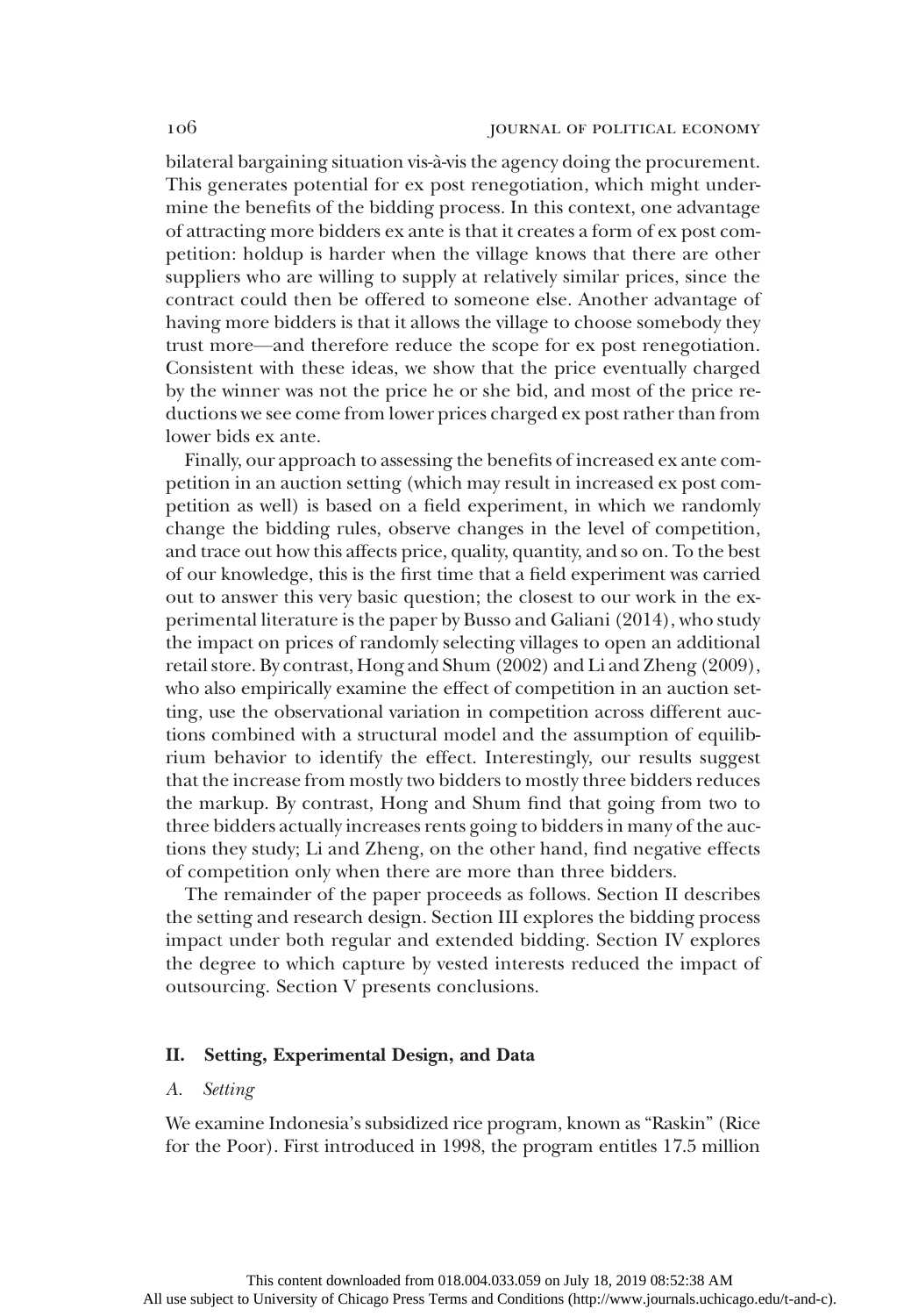bilateral bargaining situation vis-à-vis the agency doing the procurement. This generates potential for ex post renegotiation, which might undermine the benefits of the bidding process. In this context, one advantage of attracting more bidders ex ante is that it creates a form of ex post competition: holdup is harder when the village knows that there are other suppliers who are willing to supply at relatively similar prices, since the contract could then be offered to someone else. Another advantage of having more bidders is that it allows the village to choose somebody they trust more—and therefore reduce the scope for ex post renegotiation. Consistent with these ideas, we show that the price eventually charged by the winner was not the price he or she bid, and most of the price reductions we see come from lower prices charged ex post rather than from lower bids ex ante.

Finally, our approach to assessing the benefits of increased ex ante competition in an auction setting (which may result in increased ex post competition as well) is based on a field experiment, in which we randomly change the bidding rules, observe changes in the level of competition, and trace out how this affects price, quality, quantity, and so on. To the best of our knowledge, this is the first time that a field experiment was carried out to answer this very basic question; the closest to our work in the experimental literature is the paper by Busso and Galiani (2014), who study the impact on prices of randomly selecting villages to open an additional retail store. By contrast, Hong and Shum (2002) and Li and Zheng (2009), who also empirically examine the effect of competition in an auction setting, use the observational variation in competition across different auctions combined with a structural model and the assumption of equilibrium behavior to identify the effect. Interestingly, our results suggest that the increase from mostly two bidders to mostly three bidders reduces the markup. By contrast, Hong and Shum find that going from two to three bidders actually increases rents going to bidders in many of the auctions they study; Li and Zheng, on the other hand, find negative effects of competition only when there are more than three bidders.

The remainder of the paper proceeds as follows. Section II describes the setting and research design. Section III explores the bidding process impact under both regular and extended bidding. Section IV explores the degree to which capture by vested interests reduced the impact of outsourcing. Section V presents conclusions.

## II. Setting, Experimental Design, and Data

### *A. Setting*

We examine Indonesia's subsidized rice program, known as "Raskin" (Rice for the Poor). First introduced in 1998, the program entitles 17.5 million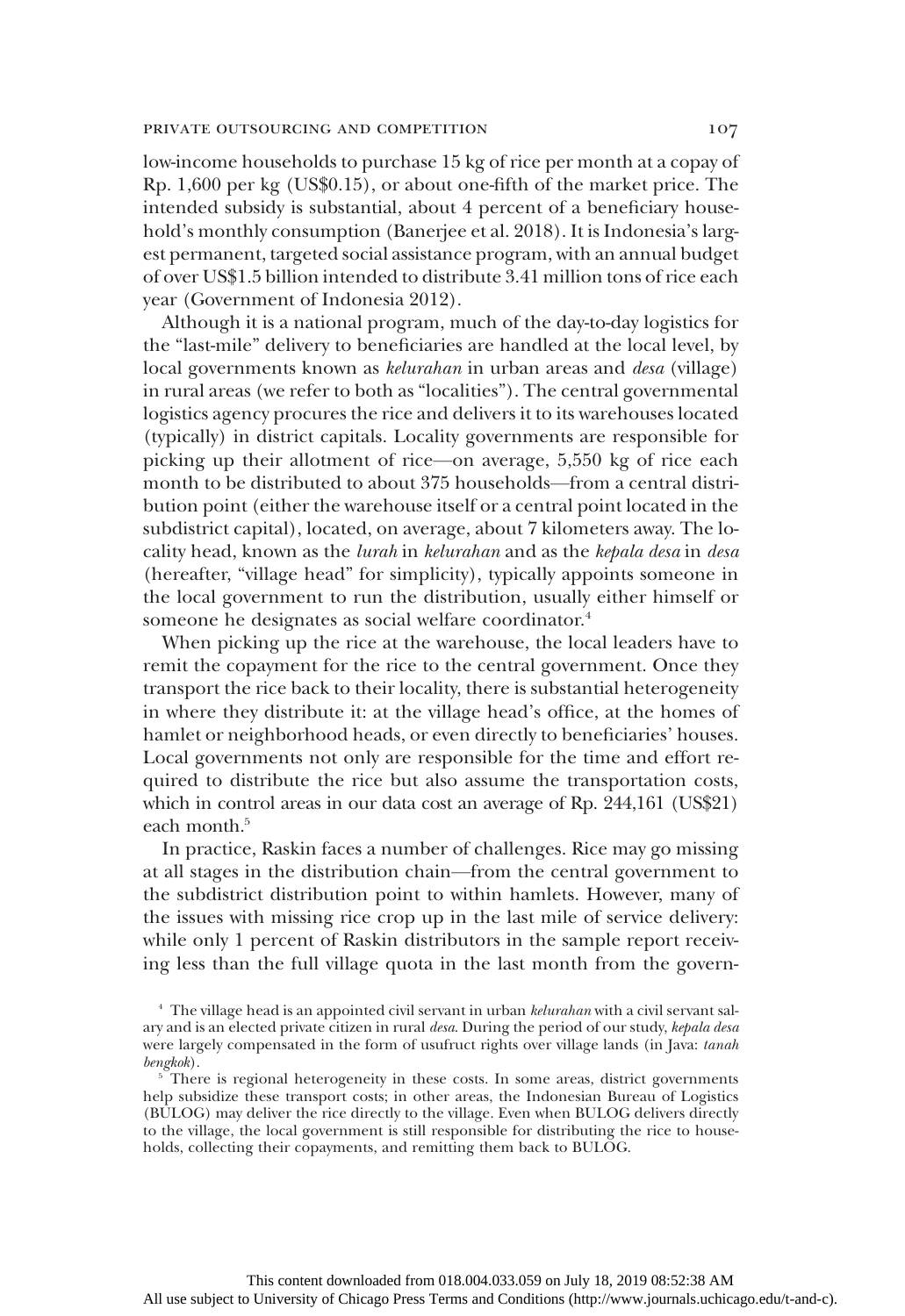low-income households to purchase 15 kg of rice per month at a copay of Rp. 1,600 per kg (US$0.15), or about one-fifth of the market price. The intended subsidy is substantial, about 4 percent of a beneficiary household's monthly consumption (Banerjee et al. 2018). It is Indonesia's largest permanent, targeted social assistance program, with an annual budget of over US$1.5 billion intended to distribute 3.41 million tons of rice each year (Government of Indonesia 2012).

Although it is a national program, much of the day-to-day logistics for the "last-mile" delivery to beneficiaries are handled at the local level, by local governments known as *kelurahan* in urban areas and *desa* (village) in rural areas (we refer to both as "localities"). The central governmental logistics agency procures the rice and delivers it to its warehouses located (typically) in district capitals. Locality governments are responsible for picking up their allotment of rice—on average, 5,550 kg of rice each month to be distributed to about 375 households—from a central distribution point (either the warehouse itself or a central point located in the subdistrict capital), located, on average, about 7 kilometers away. The locality head, known as the *lurah* in *kelurahan* and as the *kepala desa* in *desa* (hereafter, "village head" for simplicity), typically appoints someone in the local government to run the distribution, usually either himself or someone he designates as social welfare coordinator.[4]

When picking up the rice at the warehouse, the local leaders have to remit the copayment for the rice to the central government. Once they transport the rice back to their locality, there is substantial heterogeneity in where they distribute it: at the village head's office, at the homes of hamlet or neighborhood heads, or even directly to beneficiaries' houses. Local governments not only are responsible for the time and effort required to distribute the rice but also assume the transportation costs, which in control areas in our data cost an average of Rp. 244,161 (US$21) each month.[5]

In practice, Raskin faces a number of challenges. Rice may go missing at all stages in the distribution chain—from the central government to the subdistrict distribution point to within hamlets. However, many of the issues with missing rice crop up in the last mile of service delivery: while only 1 percent of Raskin distributors in the sample report receiving less than the full village quota in the last month from the govern-

[4] The village head is an appointed civil servant in urban *kelurahan* with a civil servant salary and is an elected private citizen in rural *desa*. During the period of our study, *kepala desa* were largely compensated in the form of usufruct rights over village lands (in Java: *tanah bengkok*).

[5] There is regional heterogeneity in these costs. In some areas, district governments help subsidize these transport costs; in other areas, the Indonesian Bureau of Logistics (BULOG) may deliver the rice directly to the village. Even when BULOG delivers directly to the village, the local government is still responsible for distributing the rice to households, collecting their copayments, and remitting them back to BULOG.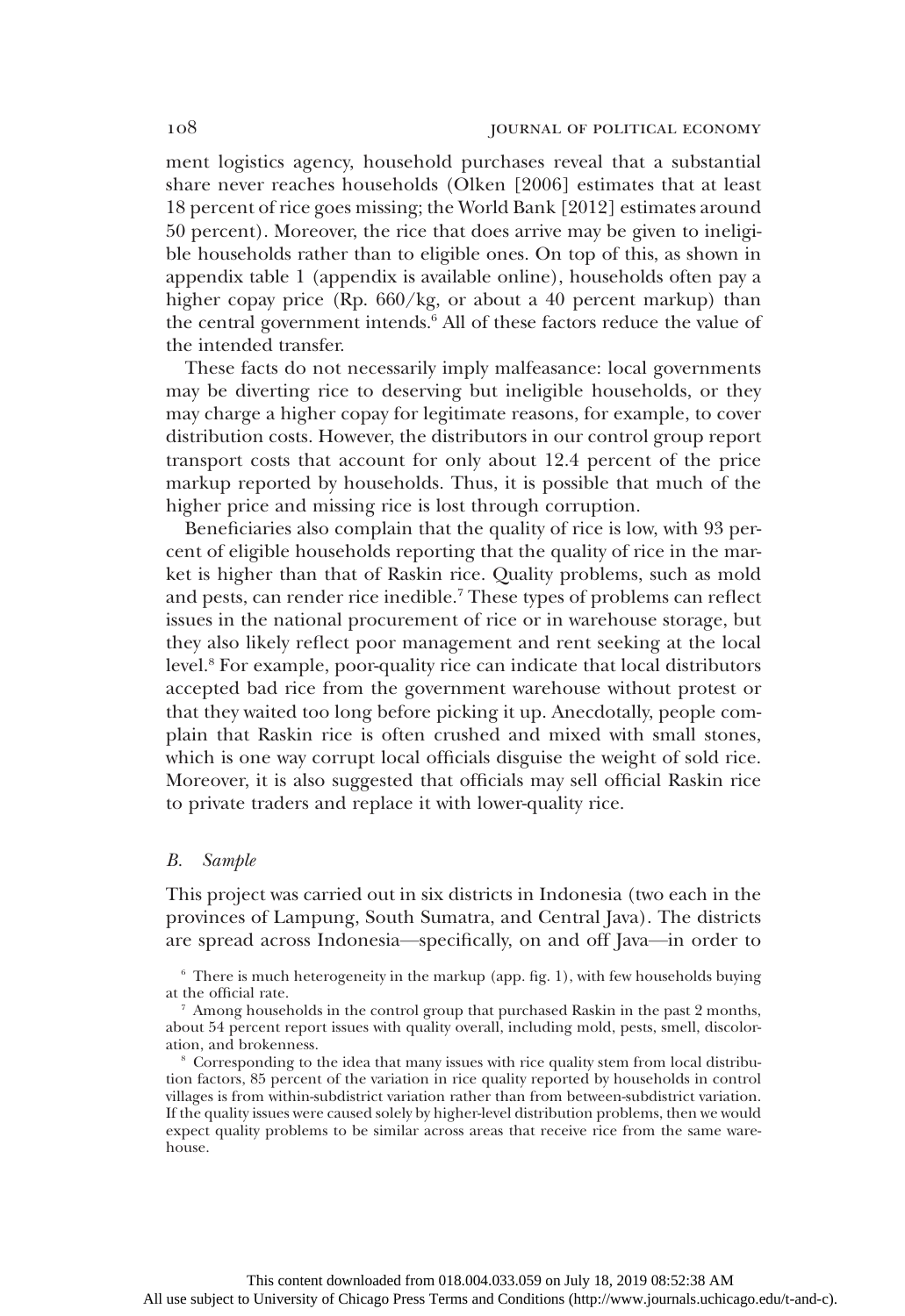ment logistics agency, household purchases reveal that a substantial share never reaches households (Olken [2006] estimates that at least 18 percent of rice goes missing; the World Bank [2012] estimates around 50 percent). Moreover, the rice that does arrive may be given to ineligible households rather than to eligible ones. On top of this, as shown in appendix table 1 (appendix is available online), households often pay a higher copay price (Rp. 660/kg, or about a 40 percent markup) than the central government intends.[6] All of these factors reduce the value of the intended transfer.

These facts do not necessarily imply malfeasance: local governments may be diverting rice to deserving but ineligible households, or they may charge a higher copay for legitimate reasons, for example, to cover distribution costs. However, the distributors in our control group report transport costs that account for only about 12.4 percent of the price markup reported by households. Thus, it is possible that much of the higher price and missing rice is lost through corruption.

Beneficiaries also complain that the quality of rice is low, with 93 percent of eligible households reporting that the quality of rice in the market is higher than that of Raskin rice. Quality problems, such as mold and pests, can render rice inedible.[7] These types of problems can reflect issues in the national procurement of rice or in warehouse storage, but they also likely reflect poor management and rent seeking at the local level.[8] For example, poor-quality rice can indicate that local distributors accepted bad rice from the government warehouse without protest or that they waited too long before picking it up. Anecdotally, people complain that Raskin rice is often crushed and mixed with small stones, which is one way corrupt local officials disguise the weight of sold rice. Moreover, it is also suggested that officials may sell official Raskin rice to private traders and replace it with lower-quality rice.

### *B. Sample*

This project was carried out in six districts in Indonesia (two each in the provinces of Lampung, South Sumatra, and Central Java). The districts are spread across Indonesia—specifically, on and off Java—in order to

[6] There is much heterogeneity in the markup (app. fig. 1), with few households buying at the official rate.

[7] Among households in the control group that purchased Raskin in the past 2 months, about 54 percent report issues with quality overall, including mold, pests, smell, discoloration, and brokenness.

[8] Corresponding to the idea that many issues with rice quality stem from local distribution factors, 85 percent of the variation in rice quality reported by households in control villages is from within-subdistrict variation rather than from between-subdistrict variation. If the quality issues were caused solely by higher-level distribution problems, then we would expect quality problems to be similar across areas that receive rice from the same warehouse.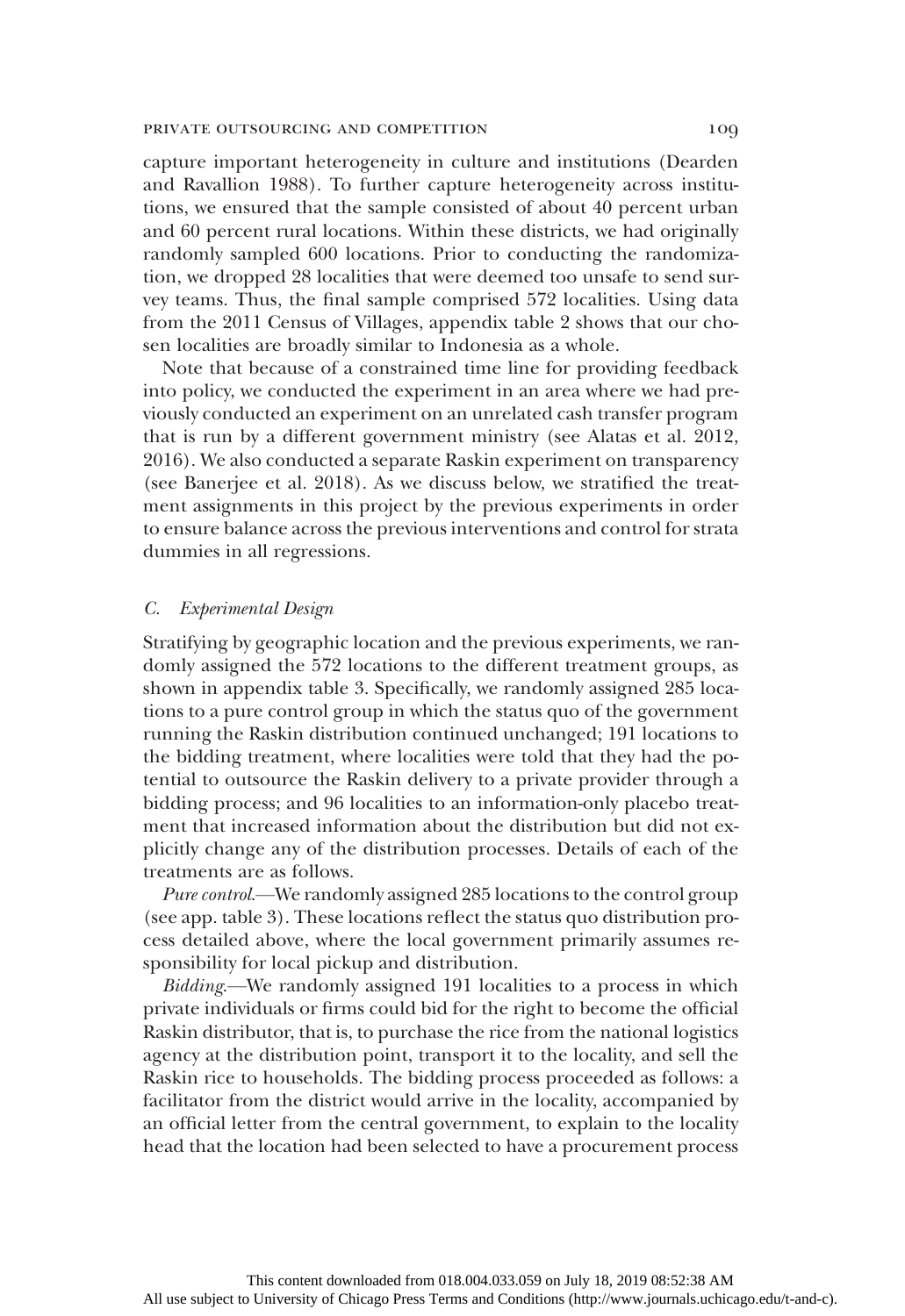capture important heterogeneity in culture and institutions (Dearden and Ravallion 1988). To further capture heterogeneity across institutions, we ensured that the sample consisted of about 40 percent urban and 60 percent rural locations. Within these districts, we had originally randomly sampled 600 locations. Prior to conducting the randomization, we dropped 28 localities that were deemed too unsafe to send survey teams. Thus, the final sample comprised 572 localities. Using data from the 2011 Census of Villages, appendix table 2 shows that our chosen localities are broadly similar to Indonesia as a whole.

Note that because of a constrained time line for providing feedback into policy, we conducted the experiment in an area where we had previously conducted an experiment on an unrelated cash transfer program that is run by a different government ministry (see Alatas et al. 2012, 2016). We also conducted a separate Raskin experiment on transparency (see Banerjee et al. 2018). As we discuss below, we stratified the treatment assignments in this project by the previous experiments in order to ensure balance across the previous interventions and control for strata dummies in all regressions.

### C. *Experimental Design*

Stratifying by geographic location and the previous experiments, we randomly assigned the 572 locations to the different treatment groups, as shown in appendix table 3. Specifically, we randomly assigned 285 locations to a pure control group in which the status quo of the government running the Raskin distribution continued unchanged; 191 locations to the bidding treatment, where localities were told that they had the potential to outsource the Raskin delivery to a private provider through a bidding process; and 96 localities to an information-only placebo treatment that increased information about the distribution but did not explicitly change any of the distribution processes. Details of each of the treatments are as follows.

*Pure control.*—We randomly assigned 285 locations to the control group (see app. table 3). These locations reflect the status quo distribution process detailed above, where the local government primarily assumes responsibility for local pickup and distribution.

*Bidding.*—We randomly assigned 191 localities to a process in which private individuals or firms could bid for the right to become the official Raskin distributor, that is, to purchase the rice from the national logistics agency at the distribution point, transport it to the locality, and sell the Raskin rice to households. The bidding process proceeded as follows: a facilitator from the district would arrive in the locality, accompanied by an official letter from the central government, to explain to the locality head that the location had been selected to have a procurement process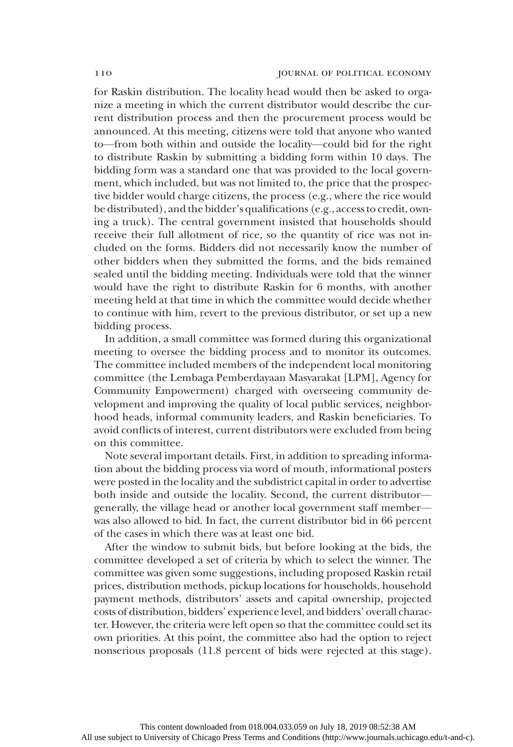for Raskin distribution. The locality head would then be asked to organize a meeting in which the current distributor would describe the current distribution process and then the procurement process would be announced. At this meeting, citizens were told that anyone who wanted to—from both within and outside the locality—could bid for the right to distribute Raskin by submitting a bidding form within 10 days. The bidding form was a standard one that was provided to the local government, which included, but was not limited to, the price that the prospective bidder would charge citizens, the process (e.g., where the rice would be distributed), and the bidder's qualifications (e.g., access to credit, owning a truck). The central government insisted that households should receive their full allotment of rice, so the quantity of rice was not included on the forms. Bidders did not necessarily know the number of other bidders when they submitted the forms, and the bids remained sealed until the bidding meeting. Individuals were told that the winner would have the right to distribute Raskin for 6 months, with another meeting held at that time in which the committee would decide whether to continue with him, revert to the previous distributor, or set up a new bidding process.

In addition, a small committee was formed during this organizational meeting to oversee the bidding process and to monitor its outcomes. The committee included members of the independent local monitoring committee (the Lembaga Pemberdayaan Masyarakat [LPM], Agency for Community Empowerment) charged with overseeing community development and improving the quality of local public services, neighborhood heads, informal community leaders, and Raskin beneficiaries. To avoid conflicts of interest, current distributors were excluded from being on this committee.

Note several important details. First, in addition to spreading information about the bidding process via word of mouth, informational posters were posted in the locality and the subdistrict capital in order to advertise both inside and outside the locality. Second, the current distributor—generally, the village head or another local government staff member—was also allowed to bid. In fact, the current distributor bid in 66 percent of the cases in which there was at least one bid.

After the window to submit bids, but before looking at the bids, the committee developed a set of criteria by which to select the winner. The committee was given some suggestions, including proposed Raskin retail prices, distribution methods, pickup locations for households, household payment methods, distributors' assets and capital ownership, projected costs of distribution, bidders' experience level, and bidders' overall character. However, the criteria were left open so that the committee could set its own priorities. At this point, the committee also had the option to reject nonserious proposals (11.8 percent of bids were rejected at this stage).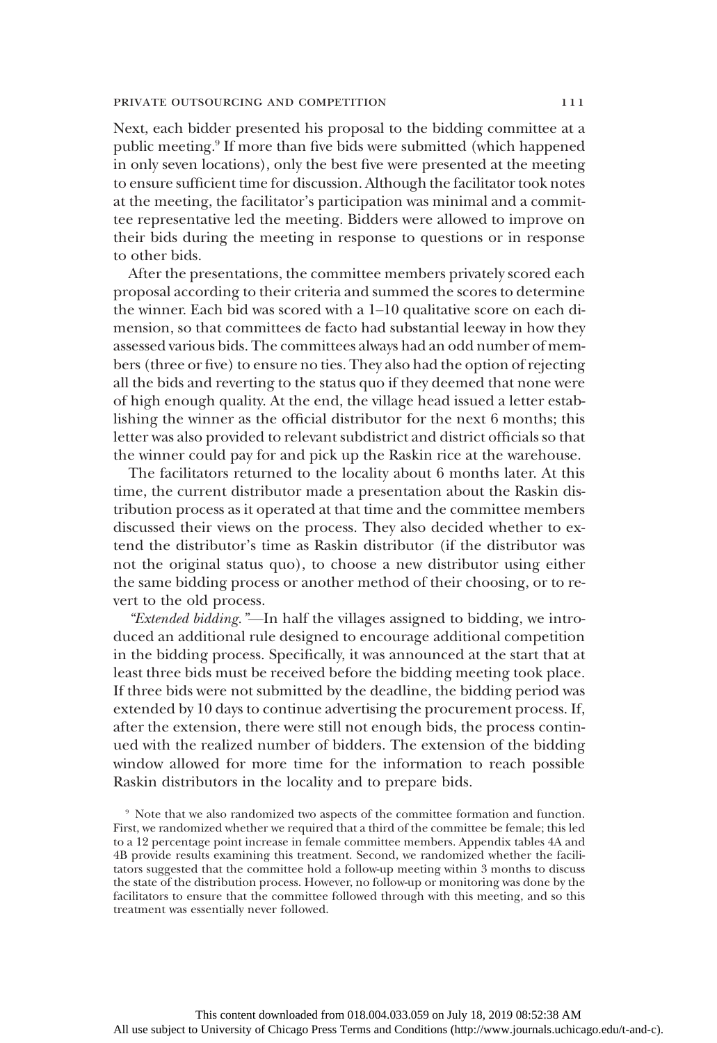Next, each bidder presented his proposal to the bidding committee at a public meeting.[9] If more than five bids were submitted (which happened in only seven locations), only the best five were presented at the meeting to ensure sufficient time for discussion. Although the facilitator took notes at the meeting, the facilitator's participation was minimal and a committee representative led the meeting. Bidders were allowed to improve on their bids during the meeting in response to questions or in response to other bids.

After the presentations, the committee members privately scored each proposal according to their criteria and summed the scores to determine the winner. Each bid was scored with a 1–10 qualitative score on each dimension, so that committees de facto had substantial leeway in how they assessed various bids. The committees always had an odd number of members (three or five) to ensure no ties. They also had the option of rejecting all the bids and reverting to the status quo if they deemed that none were of high enough quality. At the end, the village head issued a letter establishing the winner as the official distributor for the next 6 months; this letter was also provided to relevant subdistrict and district officials so that the winner could pay for and pick up the Raskin rice at the warehouse.

The facilitators returned to the locality about 6 months later. At this time, the current distributor made a presentation about the Raskin distribution process as it operated at that time and the committee members discussed their views on the process. They also decided whether to extend the distributor's time as Raskin distributor (if the distributor was not the original status quo), to choose a new distributor using either the same bidding process or another method of their choosing, or to revert to the old process.

*"Extended bidding."*—In half the villages assigned to bidding, we introduced an additional rule designed to encourage additional competition in the bidding process. Specifically, it was announced at the start that at least three bids must be received before the bidding meeting took place. If three bids were not submitted by the deadline, the bidding period was extended by 10 days to continue advertising the procurement process. If, after the extension, there were still not enough bids, the process continued with the realized number of bidders. The extension of the bidding window allowed for more time for the information to reach possible Raskin distributors in the locality and to prepare bids.

[9] Note that we also randomized two aspects of the committee formation and function. First, we randomized whether we required that a third of the committee be female; this led to a 12 percentage point increase in female committee members. Appendix tables 4A and 4B provide results examining this treatment. Second, we randomized whether the facilitators suggested that the committee hold a follow-up meeting within 3 months to discuss the state of the distribution process. However, no follow-up or monitoring was done by the facilitators to ensure that the committee followed through with this meeting, and so this treatment was essentially never followed.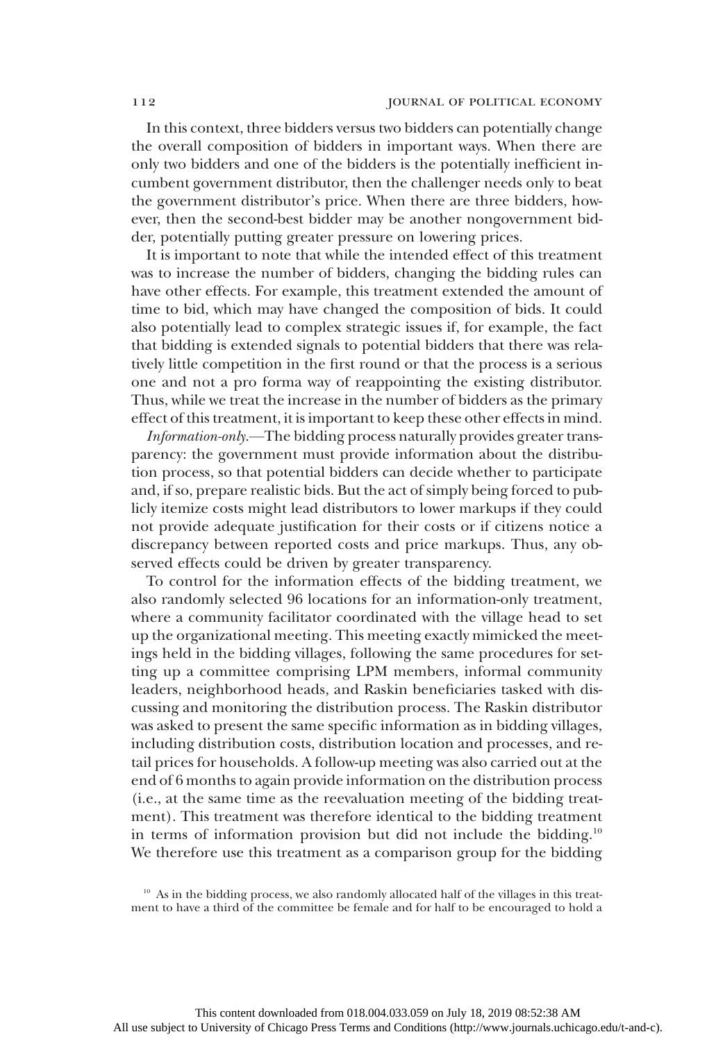In this context, three bidders versus two bidders can potentially change the overall composition of bidders in important ways. When there are only two bidders and one of the bidders is the potentially inefficient incumbent government distributor, then the challenger needs only to beat the government distributor's price. When there are three bidders, however, then the second-best bidder may be another nongovernment bidder, potentially putting greater pressure on lowering prices.

It is important to note that while the intended effect of this treatment was to increase the number of bidders, changing the bidding rules can have other effects. For example, this treatment extended the amount of time to bid, which may have changed the composition of bids. It could also potentially lead to complex strategic issues if, for example, the fact that bidding is extended signals to potential bidders that there was relatively little competition in the first round or that the process is a serious one and not a pro forma way of reappointing the existing distributor. Thus, while we treat the increase in the number of bidders as the primary effect of this treatment, it is important to keep these other effects in mind.

*Information-only.*—The bidding process naturally provides greater transparency: the government must provide information about the distribution process, so that potential bidders can decide whether to participate and, if so, prepare realistic bids. But the act of simply being forced to publicly itemize costs might lead distributors to lower markups if they could not provide adequate justification for their costs or if citizens notice a discrepancy between reported costs and price markups. Thus, any observed effects could be driven by greater transparency.

To control for the information effects of the bidding treatment, we also randomly selected 96 locations for an information-only treatment, where a community facilitator coordinated with the village head to set up the organizational meeting. This meeting exactly mimicked the meetings held in the bidding villages, following the same procedures for setting up a committee comprising LPM members, informal community leaders, neighborhood heads, and Raskin beneficiaries tasked with discussing and monitoring the distribution process. The Raskin distributor was asked to present the same specific information as in bidding villages, including distribution costs, distribution location and processes, and retail prices for households. A follow-up meeting was also carried out at the end of 6 months to again provide information on the distribution process (i.e., at the same time as the reevaluation meeting of the bidding treatment). This treatment was therefore identical to the bidding treatment in terms of information provision but did not include the bidding.[10] We therefore use this treatment as a comparison group for the bidding

[10] As in the bidding process, we also randomly allocated half of the villages in this treatment to have a third of the committee be female and for half to be encouraged to hold a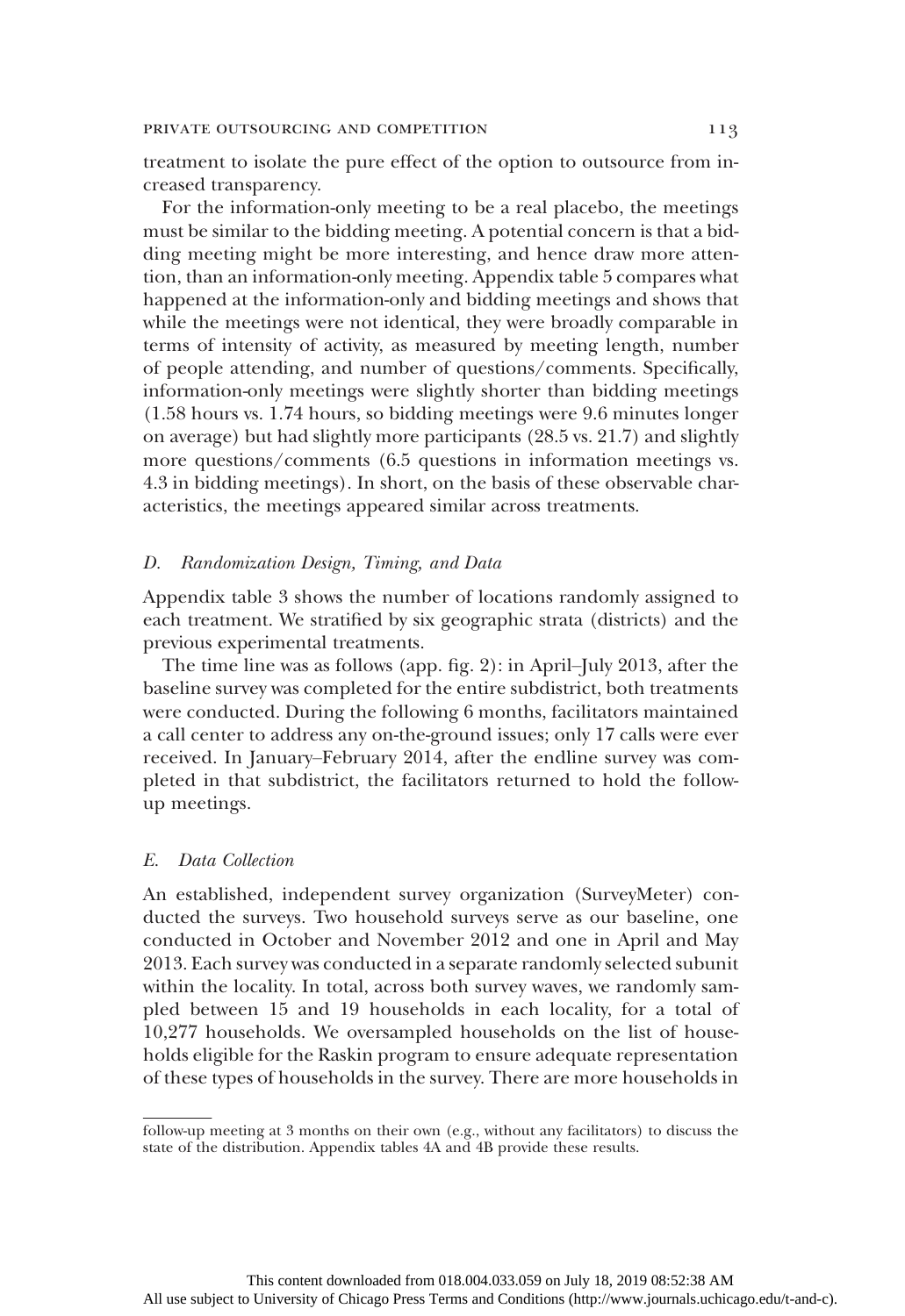treatment to isolate the pure effect of the option to outsource from increased transparency.

For the information-only meeting to be a real placebo, the meetings must be similar to the bidding meeting. A potential concern is that a bidding meeting might be more interesting, and hence draw more attention, than an information-only meeting. Appendix table 5 compares what happened at the information-only and bidding meetings and shows that while the meetings were not identical, they were broadly comparable in terms of intensity of activity, as measured by meeting length, number of people attending, and number of questions/comments. Specifically, information-only meetings were slightly shorter than bidding meetings (1.58 hours vs. 1.74 hours, so bidding meetings were 9.6 minutes longer on average) but had slightly more participants (28.5 vs. 21.7) and slightly more questions/comments (6.5 questions in information meetings vs. 4.3 in bidding meetings). In short, on the basis of these observable characteristics, the meetings appeared similar across treatments.

### *D. Randomization Design, Timing, and Data*

Appendix table 3 shows the number of locations randomly assigned to each treatment. We stratified by six geographic strata (districts) and the previous experimental treatments.

The time line was as follows (app. fig. 2): in April–July 2013, after the baseline survey was completed for the entire subdistrict, both treatments were conducted. During the following 6 months, facilitators maintained a call center to address any on-the-ground issues; only 17 calls were ever received. In January–February 2014, after the endline survey was completed in that subdistrict, the facilitators returned to hold the follow-up meetings.

### *E. Data Collection*

An established, independent survey organization (SurveyMeter) conducted the surveys. Two household surveys serve as our baseline, one conducted in October and November 2012 and one in April and May 2013. Each survey was conducted in a separate randomly selected subunit within the locality. In total, across both survey waves, we randomly sampled between 15 and 19 households in each locality, for a total of 10,277 households. We oversampled households on the list of households eligible for the Raskin program to ensure adequate representation of these types of households in the survey. There are more households in

follow-up meeting at 3 months on their own (e.g., without any facilitators) to discuss the state of the distribution. Appendix tables 4A and 4B provide these results.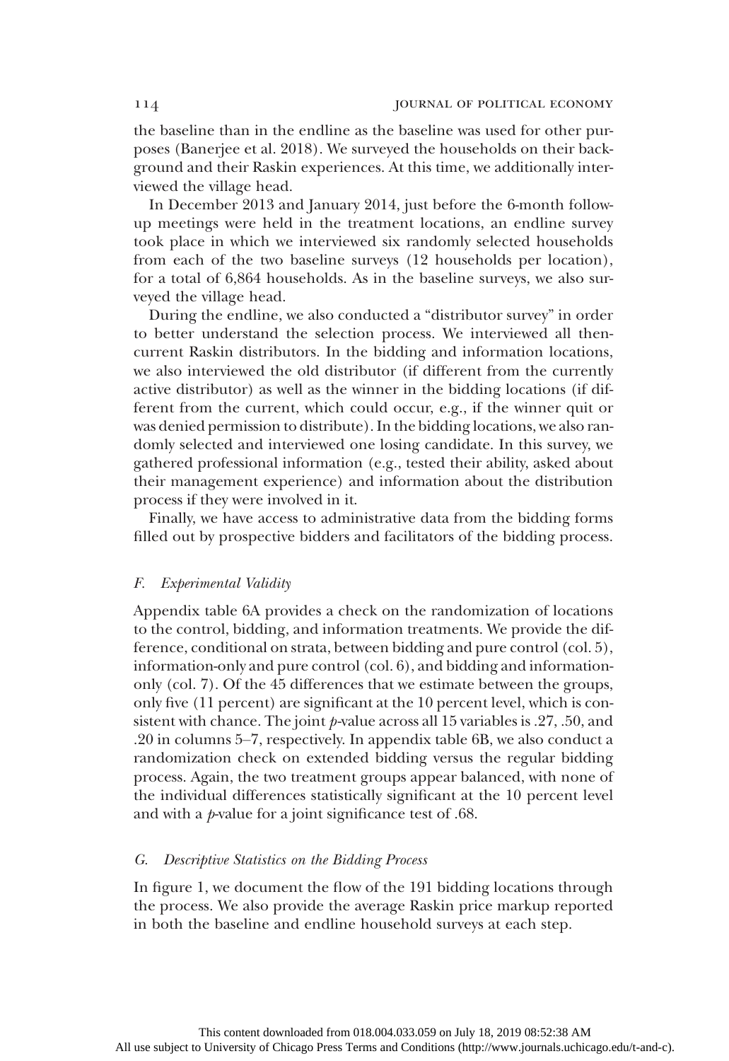the baseline than in the endline as the baseline was used for other purposes (Banerjee et al. 2018). We surveyed the households on their background and their Raskin experiences. At this time, we additionally interviewed the village head.

In December 2013 and January 2014, just before the 6-month follow-up meetings were held in the treatment locations, an endline survey took place in which we interviewed six randomly selected households from each of the two baseline surveys (12 households per location), for a total of 6,864 households. As in the baseline surveys, we also surveyed the village head.

During the endline, we also conducted a "distributor survey" in order to better understand the selection process. We interviewed all then-current Raskin distributors. In the bidding and information locations, we also interviewed the old distributor (if different from the currently active distributor) as well as the winner in the bidding locations (if different from the current, which could occur, e.g., if the winner quit or was denied permission to distribute). In the bidding locations, we also randomly selected and interviewed one losing candidate. In this survey, we gathered professional information (e.g., tested their ability, asked about their management experience) and information about the distribution process if they were involved in it.

Finally, we have access to administrative data from the bidding forms filled out by prospective bidders and facilitators of the bidding process.

### *F. Experimental Validity*

Appendix table 6A provides a check on the randomization of locations to the control, bidding, and information treatments. We provide the difference, conditional on strata, between bidding and pure control (col. 5), information-only and pure control (col. 6), and bidding and information-only (col. 7). Of the 45 differences that we estimate between the groups, only five (11 percent) are significant at the 10 percent level, which is consistent with chance. The joint *p*-value across all 15 variables is .27, .50, and .20 in columns 5–7, respectively. In appendix table 6B, we also conduct a randomization check on extended bidding versus the regular bidding process. Again, the two treatment groups appear balanced, with none of the individual differences statistically significant at the 10 percent level and with a *p*-value for a joint significance test of .68.

### *G. Descriptive Statistics on the Bidding Process*

In figure 1, we document the flow of the 191 bidding locations through the process. We also provide the average Raskin price markup reported in both the baseline and endline household surveys at each step.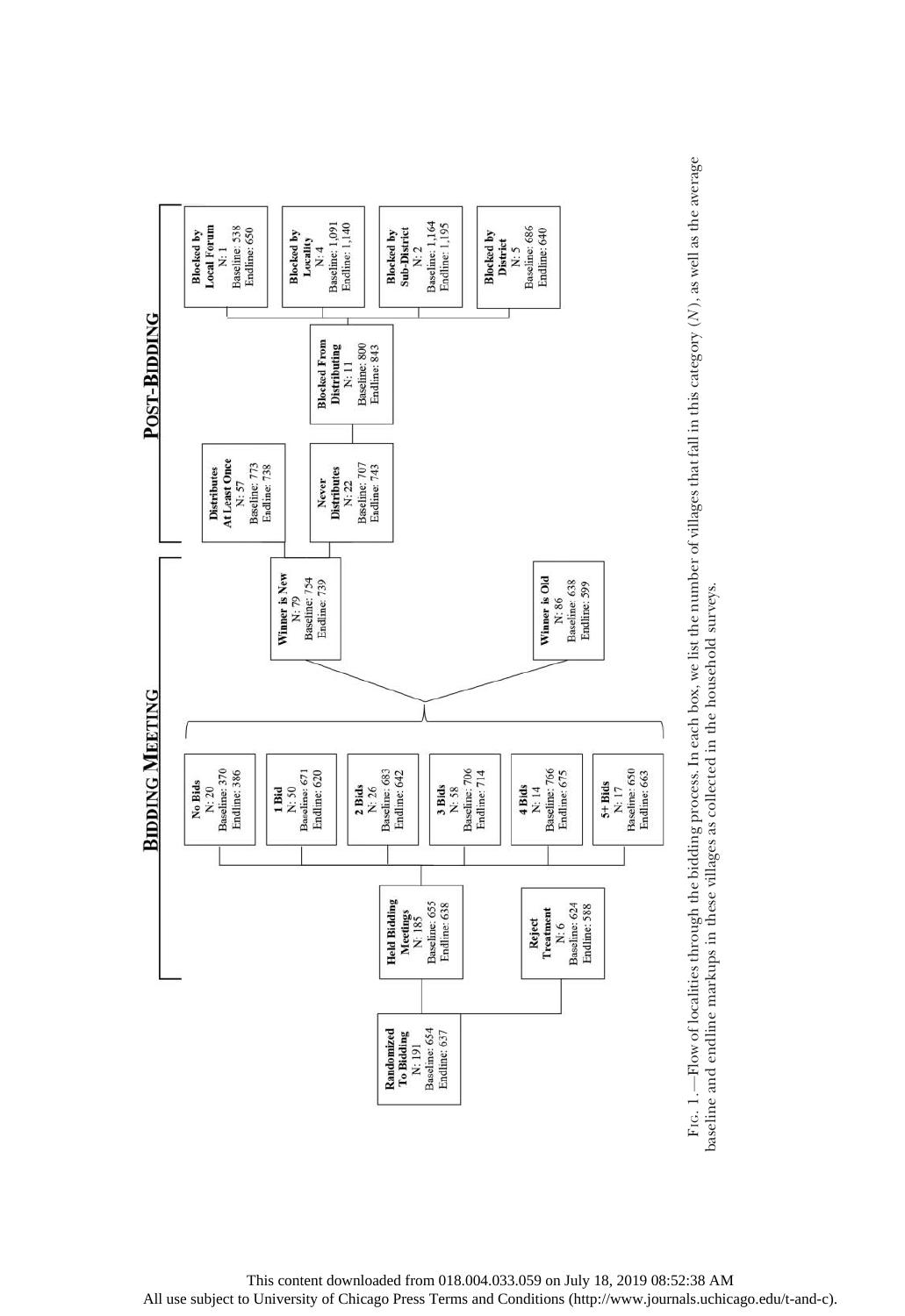**Bidding Meeting**

**Post-Bidding**

**Randomized To Bidding**
N: 191
Baseline: 654
Endline: 637

**Held Bidding Meetings**
N: 185
Baseline: 655
Endline: 638

**Reject Treatment**
N: 6
Baseline: 624
Endline: 588

**No Bids**
N: 20
Baseline: 370
Endline: 386

**1 Bid**
N: 50
Baseline: 671
Endline: 620

**2 Bids**
N: 26
Baseline: 683
Endline: 642

**3 Bids**
N: 58
Baseline: 706
Endline: 714

**4 Bids**
N: 14
Baseline: 766
Endline: 675

**5+ Bids**
N: 17
Baseline: 650
Endline: 663

**Winner is New**
N: 79
Baseline: 754
Endline: 739

**Winner is Old**
N: 86
Baseline: 638
Endline: 599

**Distributes At Least Once**
N: 57
Baseline: 773
Endline: 738

**Never Distributes**
N: 22
Baseline: 707
Endline: 743

**Blocked From Distributing**
N: 11
Baseline: 800
Endline: 843

**Blocked by Local Forum**
N: 1
Baseline: 538
Endline: 650

**Blocked by Locality**
N: 4
Baseline: 1,091
Endline: 1,140

**Blocked by Sub-District**
N: 2
Baseline: 1,164
Endline: 1,195

**Blocked by District**
N: 5
Baseline: 686
Endline: 640

Fig. 1.—Flow of localities through the bidding process. In each box, we list the number of villages that fall in this category ($N$), as well as the average baseline and endline markups in these villages as collected in the household surveys.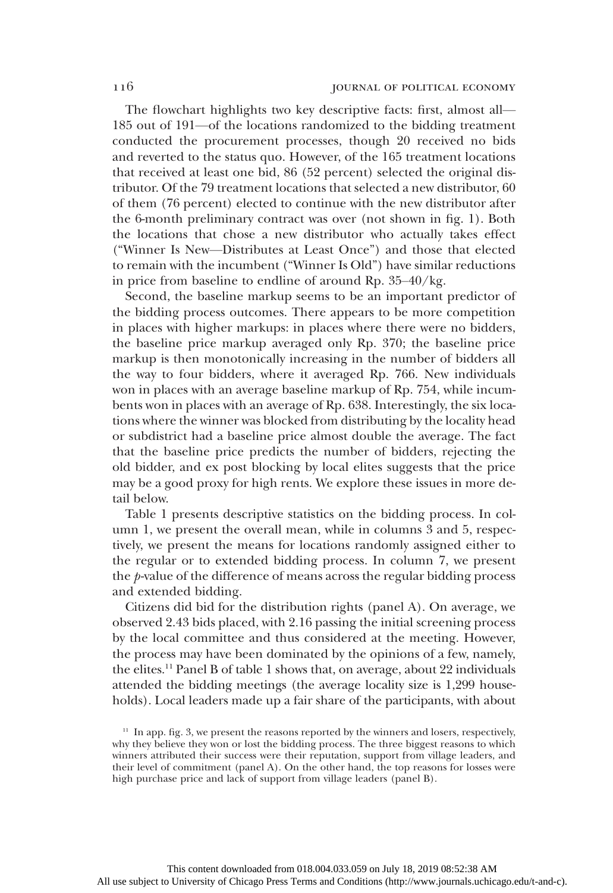The flowchart highlights two key descriptive facts: first, almost all—185 out of 191—of the locations randomized to the bidding treatment conducted the procurement processes, though 20 received no bids and reverted to the status quo. However, of the 165 treatment locations that received at least one bid, 86 (52 percent) selected the original distributor. Of the 79 treatment locations that selected a new distributor, 60 of them (76 percent) elected to continue with the new distributor after the 6-month preliminary contract was over (not shown in fig. 1). Both the locations that chose a new distributor who actually takes effect ("Winner Is New—Distributes at Least Once") and those that elected to remain with the incumbent ("Winner Is Old") have similar reductions in price from baseline to endline of around Rp. 35–40/kg.

Second, the baseline markup seems to be an important predictor of the bidding process outcomes. There appears to be more competition in places with higher markups: in places where there were no bidders, the baseline price markup averaged only Rp. 370; the baseline price markup is then monotonically increasing in the number of bidders all the way to four bidders, where it averaged Rp. 766. New individuals won in places with an average baseline markup of Rp. 754, while incumbents won in places with an average of Rp. 638. Interestingly, the six locations where the winner was blocked from distributing by the locality head or subdistrict had a baseline price almost double the average. The fact that the baseline price predicts the number of bidders, rejecting the old bidder, and ex post blocking by local elites suggests that the price may be a good proxy for high rents. We explore these issues in more detail below.

Table 1 presents descriptive statistics on the bidding process. In column 1, we present the overall mean, while in columns 3 and 5, respectively, we present the means for locations randomly assigned either to the regular or to extended bidding process. In column 7, we present the *p*-value of the difference of means across the regular bidding process and extended bidding.

Citizens did bid for the distribution rights (panel A). On average, we observed 2.43 bids placed, with 2.16 passing the initial screening process by the local committee and thus considered at the meeting. However, the process may have been dominated by the opinions of a few, namely, the elites.[11] Panel B of table 1 shows that, on average, about 22 individuals attended the bidding meetings (the average locality size is 1,299 households). Local leaders made up a fair share of the participants, with about

[11] In app. fig. 3, we present the reasons reported by the winners and losers, respectively, why they believe they won or lost the bidding process. The three biggest reasons to which winners attributed their success were their reputation, support from village leaders, and their level of commitment (panel A). On the other hand, the top reasons for losses were high purchase price and lack of support from village leaders (panel B).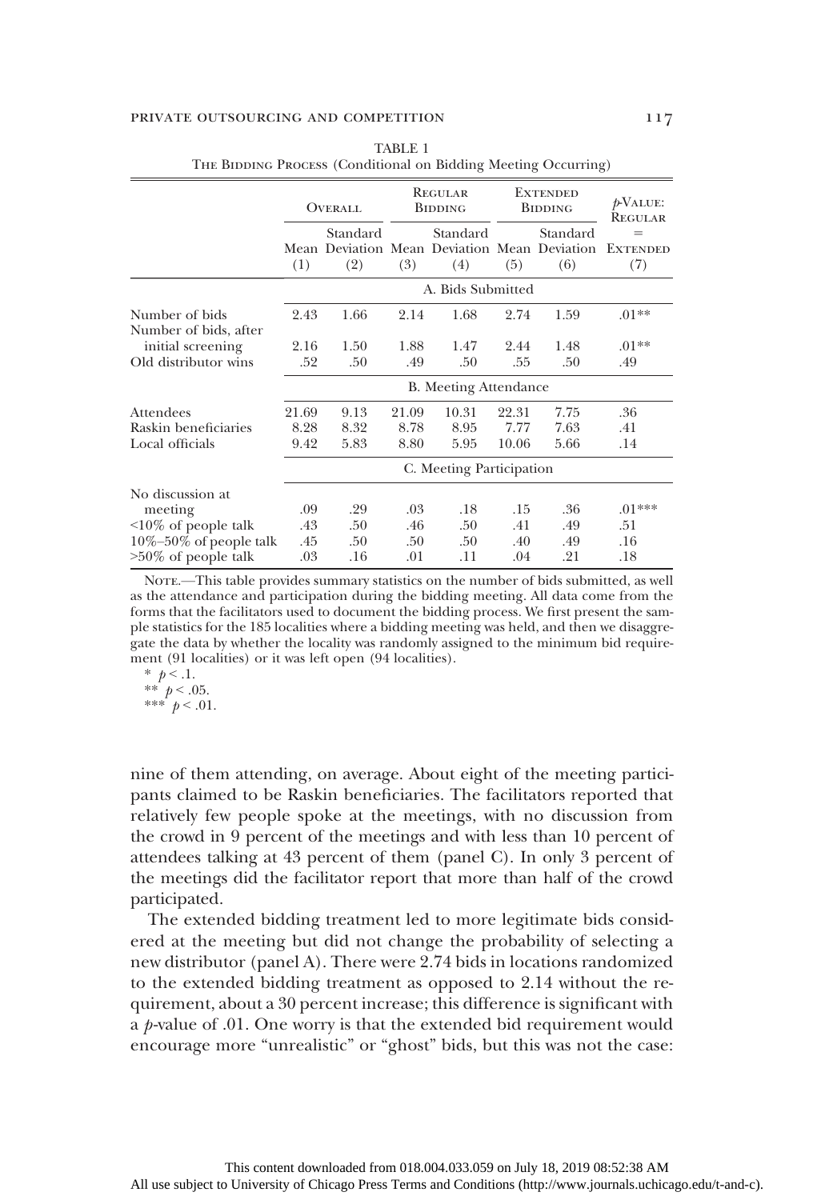TABLE 1

The Bidding Process (Conditional on Bidding Meeting Occurring)

| | Overall | | Regular Bidding | | Extended Bidding | | p-Value: Regular = Extended |
|---|---|---|---|---|---|---|---|
| | Mean (1) | Standard Deviation (2) | Mean (3) | Standard Deviation (4) | Mean (5) | Standard Deviation (6) | (7) |
| | A. Bids Submitted | | | | | | |
| Number of bids | 2.43 | 1.66 | 2.14 | 1.68 | 2.74 | 1.59 | .01** |
| Number of bids, after initial screening | 2.16 | 1.50 | 1.88 | 1.47 | 2.44 | 1.48 | .01** |
| Old distributor wins | .52 | .50 | .49 | .50 | .55 | .50 | .49 |
| | B. Meeting Attendance | | | | | | |
| Attendees | 21.69 | 9.13 | 21.09 | 10.31 | 22.31 | 7.75 | .36 |
| Raskin beneficiaries | 8.28 | 8.32 | 8.78 | 8.95 | 7.77 | 7.63 | .41 |
| Local officials | 9.42 | 5.83 | 8.80 | 5.95 | 10.06 | 5.66 | .14 |
| | C. Meeting Participation | | | | | | |
| No discussion at meeting | .09 | .29 | .03 | .18 | .15 | .36 | .01*** |
| <10% of people talk | .43 | .50 | .46 | .50 | .41 | .49 | .51 |
| 10%–50% of people talk | .45 | .50 | .50 | .50 | .40 | .49 | .16 |
| >50% of people talk | .03 | .16 | .01 | .11 | .04 | .21 | .18 |

Note.—This table provides summary statistics on the number of bids submitted, as well as the attendance and participation during the bidding meeting. All data come from the forms that the facilitators used to document the bidding process. We first present the sample statistics for the 185 localities where a bidding meeting was held, and then we disaggregate the data by whether the locality was randomly assigned to the minimum bid requirement (91 localities) or it was left open (94 localities).

* $p < .1$.
** $p < .05$.
*** $p < .01$.

nine of them attending, on average. About eight of the meeting participants claimed to be Raskin beneficiaries. The facilitators reported that relatively few people spoke at the meetings, with no discussion from the crowd in 9 percent of the meetings and with less than 10 percent of attendees talking at 43 percent of them (panel C). In only 3 percent of the meetings did the facilitator report that more than half of the crowd participated.

The extended bidding treatment led to more legitimate bids considered at the meeting but did not change the probability of selecting a new distributor (panel A). There were 2.74 bids in locations randomized to the extended bidding treatment as opposed to 2.14 without the requirement, about a 30 percent increase; this difference is significant with a *p*-value of .01. One worry is that the extended bid requirement would encourage more "unrealistic" or "ghost" bids, but this was not the case: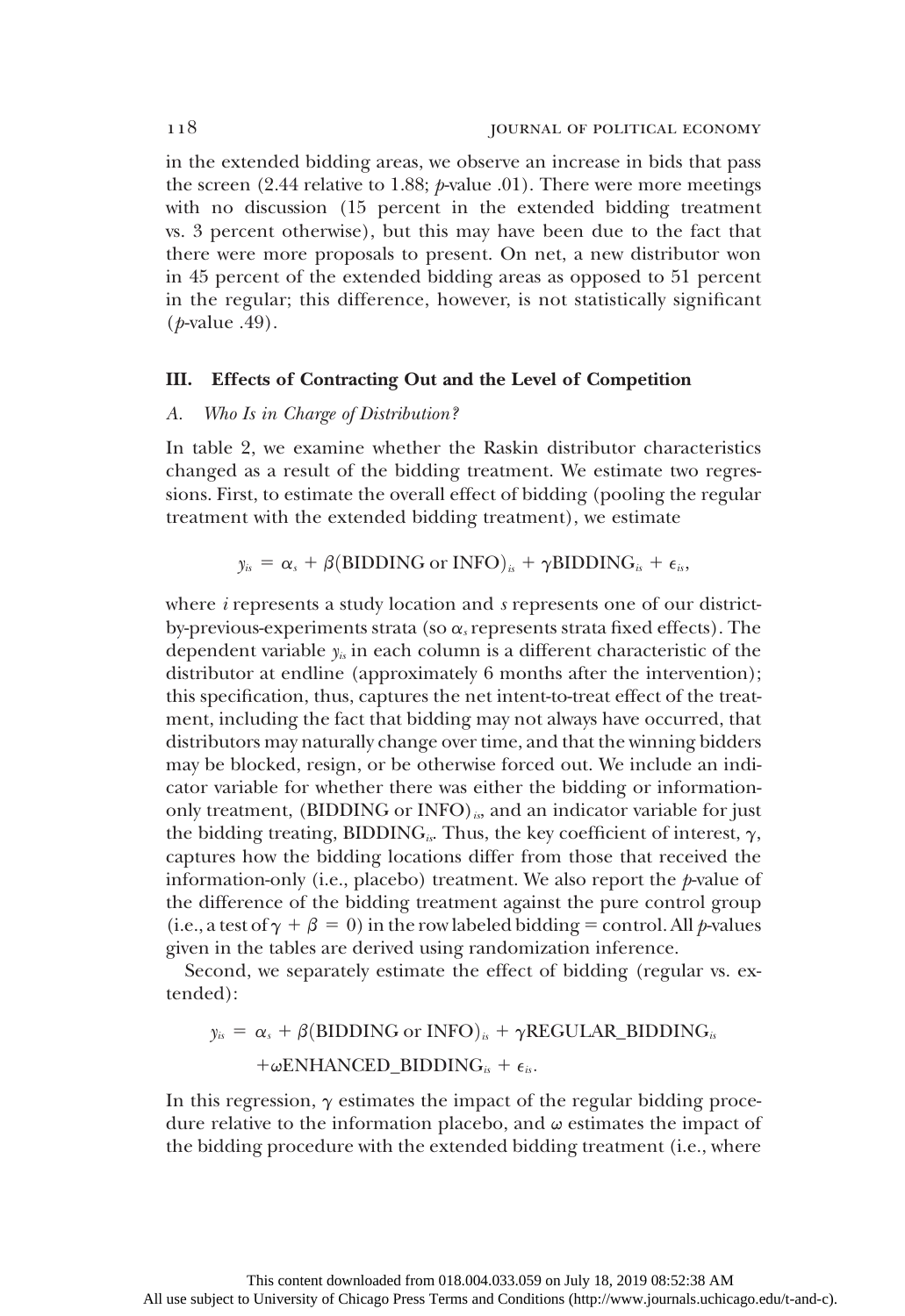in the extended bidding areas, we observe an increase in bids that pass the screen (2.44 relative to 1.88; $p$-value .01). There were more meetings with no discussion (15 percent in the extended bidding treatment vs. 3 percent otherwise), but this may have been due to the fact that there were more proposals to present. On net, a new distributor won in 45 percent of the extended bidding areas as opposed to 51 percent in the regular; this difference, however, is not statistically significant ($p$-value .49).

## III. Effects of Contracting Out and the Level of Competition

### A. *Who Is in Charge of Distribution?*

In table 2, we examine whether the Raskin distributor characteristics changed as a result of the bidding treatment. We estimate two regressions. First, to estimate the overall effect of bidding (pooling the regular treatment with the extended bidding treatment), we estimate

$$y_{is} = \alpha_s + \beta(\text{BIDDING or INFO})_{is} + \gamma \text{BIDDING}_{is} + \epsilon_{is},$$

where $i$ represents a study location and $s$ represents one of our district-by-previous-experiments strata (so $\alpha_s$ represents strata fixed effects). The dependent variable $y_{is}$ in each column is a different characteristic of the distributor at endline (approximately 6 months after the intervention); this specification, thus, captures the net intent-to-treat effect of the treatment, including the fact that bidding may not always have occurred, that distributors may naturally change over time, and that the winning bidders may be blocked, resign, or be otherwise forced out. We include an indicator variable for whether there was either the bidding or information-only treatment, $(\text{BIDDING or INFO})_{is}$, and an indicator variable for just the bidding treating, $\text{BIDDING}_{is}$. Thus, the key coefficient of interest, $\gamma$, captures how the bidding locations differ from those that received the information-only (i.e., placebo) treatment. We also report the $p$-value of the difference of the bidding treatment against the pure control group (i.e., a test of $\gamma + \beta = 0$) in the row labeled bidding = control. All $p$-values given in the tables are derived using randomization inference.

Second, we separately estimate the effect of bidding (regular vs. extended):

$$y_{is} = \alpha_s + \beta(\text{BIDDING or INFO})_{is} + \gamma \text{REGULAR\_BIDDING}_{is} + \omega \text{ENHANCED\_BIDDING}_{is} + \epsilon_{is}.$$

In this regression, $\gamma$ estimates the impact of the regular bidding procedure relative to the information placebo, and $\omega$ estimates the impact of the bidding procedure with the extended bidding treatment (i.e., where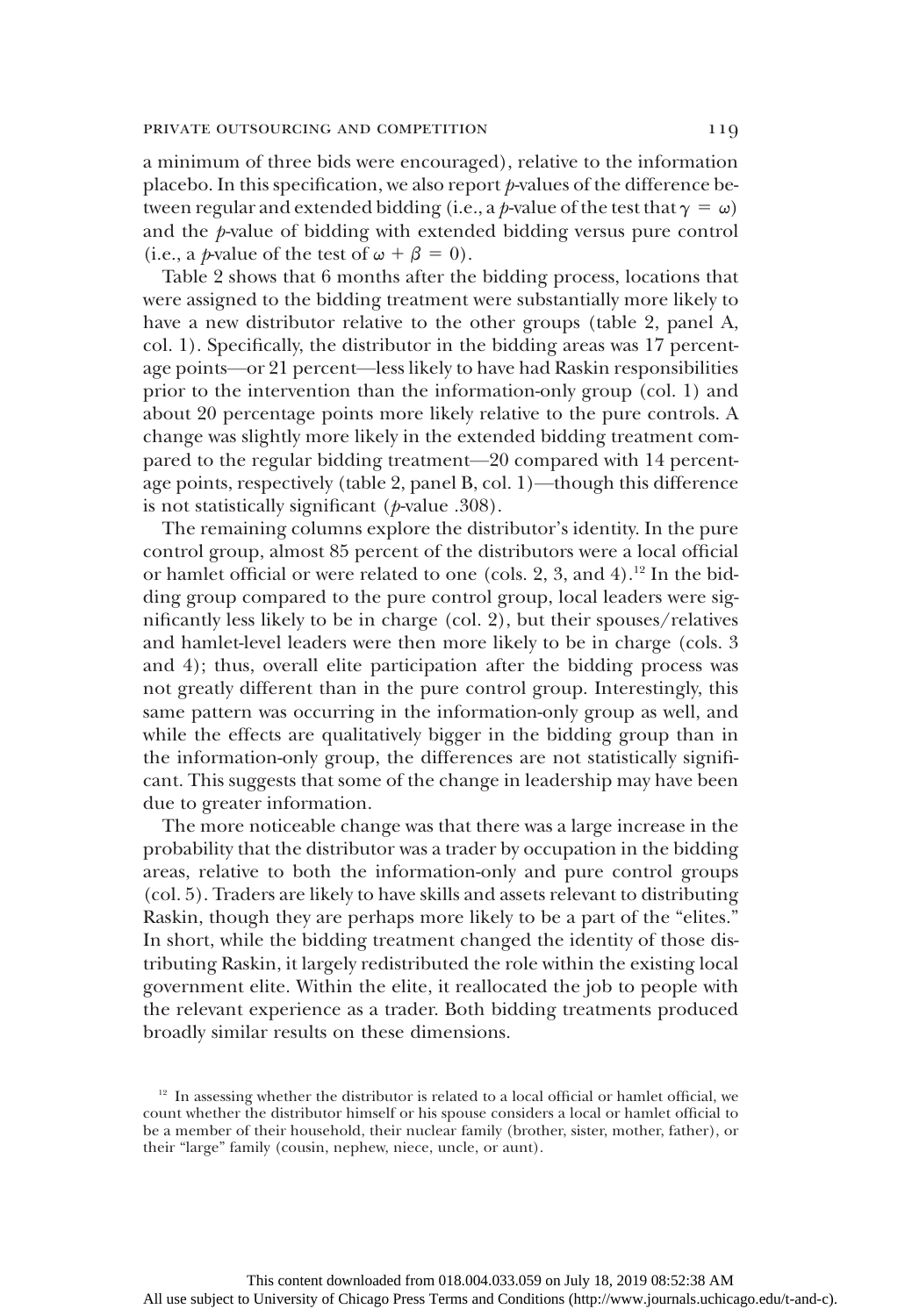a minimum of three bids were encouraged), relative to the information placebo. In this specification, we also report *p*-values of the difference between regular and extended bidding (i.e., a *p*-value of the test that $\gamma = \omega$) and the *p*-value of bidding with extended bidding versus pure control (i.e., a *p*-value of the test of $\omega + \beta = 0$).

Table 2 shows that 6 months after the bidding process, locations that were assigned to the bidding treatment were substantially more likely to have a new distributor relative to the other groups (table 2, panel A, col. 1). Specifically, the distributor in the bidding areas was 17 percentage points—or 21 percent—less likely to have had Raskin responsibilities prior to the intervention than the information-only group (col. 1) and about 20 percentage points more likely relative to the pure controls. A change was slightly more likely in the extended bidding treatment compared to the regular bidding treatment—20 compared with 14 percentage points, respectively (table 2, panel B, col. 1)—though this difference is not statistically significant (*p*-value .308).

The remaining columns explore the distributor's identity. In the pure control group, almost 85 percent of the distributors were a local official or hamlet official or were related to one (cols. 2, 3, and 4).[12] In the bidding group compared to the pure control group, local leaders were significantly less likely to be in charge (col. 2), but their spouses/relatives and hamlet-level leaders were then more likely to be in charge (cols. 3 and 4); thus, overall elite participation after the bidding process was not greatly different than in the pure control group. Interestingly, this same pattern was occurring in the information-only group as well, and while the effects are qualitatively bigger in the bidding group than in the information-only group, the differences are not statistically significant. This suggests that some of the change in leadership may have been due to greater information.

The more noticeable change was that there was a large increase in the probability that the distributor was a trader by occupation in the bidding areas, relative to both the information-only and pure control groups (col. 5). Traders are likely to have skills and assets relevant to distributing Raskin, though they are perhaps more likely to be a part of the "elites." In short, while the bidding treatment changed the identity of those distributing Raskin, it largely redistributed the role within the existing local government elite. Within the elite, it reallocated the job to people with the relevant experience as a trader. Both bidding treatments produced broadly similar results on these dimensions.

[12] In assessing whether the distributor is related to a local official or hamlet official, we count whether the distributor himself or his spouse considers a local or hamlet official to be a member of their household, their nuclear family (brother, sister, mother, father), or their "large" family (cousin, nephew, niece, uncle, or aunt).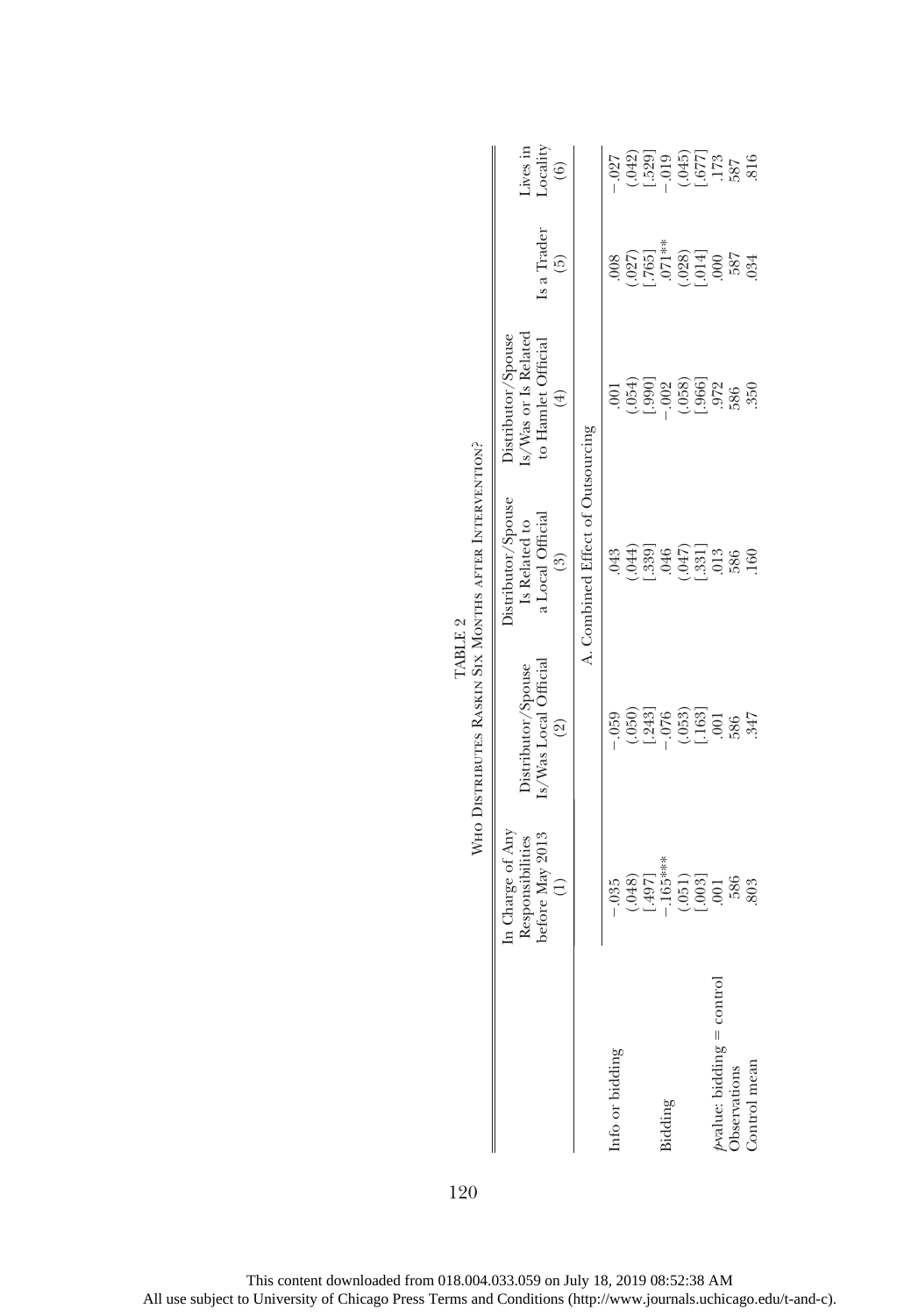TABLE 2

Who Distributes Raskin Six Months after Intervention?

| | In Charge of Any Responsibilities before May 2013 (1) | Distributor/Spouse Is/Was Local Official (2) | Distributor/Spouse Is Related to a Local Official (3) | Distributor/Spouse Is/Was or Is Related to Hamlet Official (4) | Is a Trader (5) | Lives in Locality (6) |
|---|---|---|---|---|---|---|
| | A. Combined Effect of Outsourcing | | | | | |
| Info or bidding | −.035 | −.059 | .043 | .001 | .008 | −.027 |
| | (.048) | (.050) | (.044) | (.054) | (.027) | (.042) |
| | [.497] | [.243] | [.339] | [.990] | [.765] | [.529] |
| Bidding | −.165*** | −.076 | .046 | −.002 | .071** | −.019 |
| | (.051) | (.053) | (.047) | (.058) | (.028) | (.045) |
| | [.003] | [.163] | [.331] | [.966] | [.014] | [.677] |
| *p*-value: bidding = control | .001 | .001 | .013 | .972 | .000 | .173 |
| Observations | 586 | 586 | 586 | 586 | 587 | 587 |
| Control mean | .803 | .347 | .160 | .350 | .034 | .816 |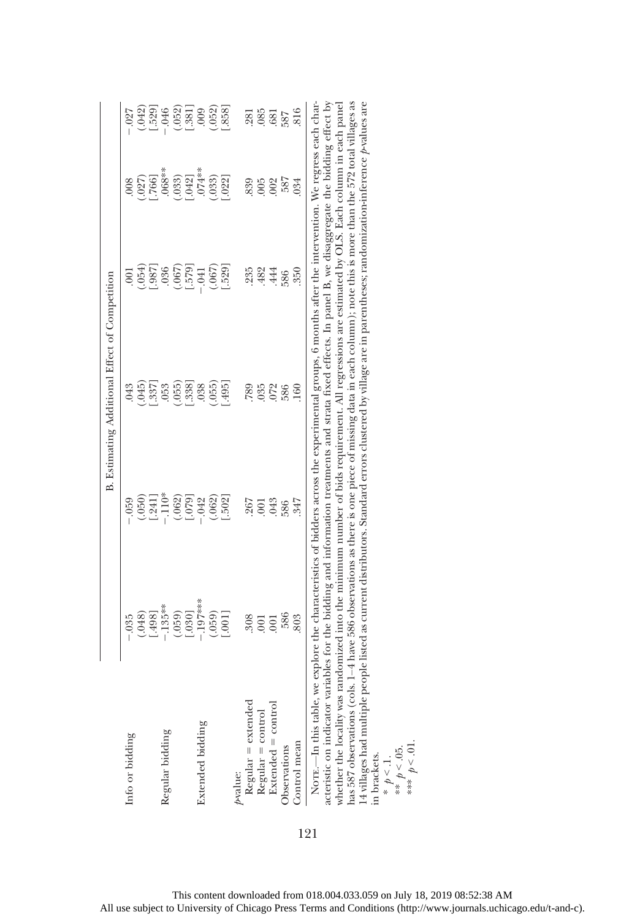| | B. Estimating Additional Effect of Competition | | | | |
|---|---|---|---|---|---|
| Info or bidding | −.035 | −.059 | .043 | .001 | .008 | −.027 |
| | (.048) | (.050) | (.045) | (.054) | (.027) | (.042) |
| | [.498] | [.241] | [.337] | [.987] | [.766] | [.529] |
| Regular bidding | −.135** | −.110* | .053 | .036 | .068** | −.046 |
| | (.059) | (.062) | (.055) | (.067) | (.033) | (.052) |
| | [.030] | [.079] | [.338] | [.579] | [.042] | [.381] |
| Extended bidding | −.197*** | −.042 | .038 | −.041 | .074** | .009 |
| | (.059) | (.062) | (.055) | (.067) | (.033) | (.052) |
| | [.001] | [.502] | [.495] | [.529] | [.022] | [.858] |
| *p*-value: | | | | | | |
| Regular = extended | .308 | .267 | .789 | .235 | .839 | .281 |
| Regular = control | .001 | .001 | .035 | .482 | .005 | .085 |
| Extended = control | .001 | .043 | .072 | .444 | .002 | .681 |
| Observations | 586 | 586 | 586 | 586 | 587 | 587 |
| Control mean | .803 | .347 | .160 | .350 | .034 | .816 |

NOTE.—In this table, we explore the characteristics of bidders across the experimental groups, 6 months after the intervention. We regress each characteristic on indicator variables for the bidding and information treatments and strata fixed effects. In panel B, we disaggregate the bidding effect by whether the locality was randomized into the minimum number of bids requirement. All regressions are estimated by OLS. Each column in each panel has 587 observations (cols. 1–4 have 586 observations as there is one piece of missing data in each column); note this is more than the 572 total villages as 14 villages had multiple people listed as current distributors. Standard errors clustered by village are in parentheses; randomization-inference *p*-values are in brackets.

\* $p < .1$.

\*\* $p < .05$.

\*\*\* $p < .01$.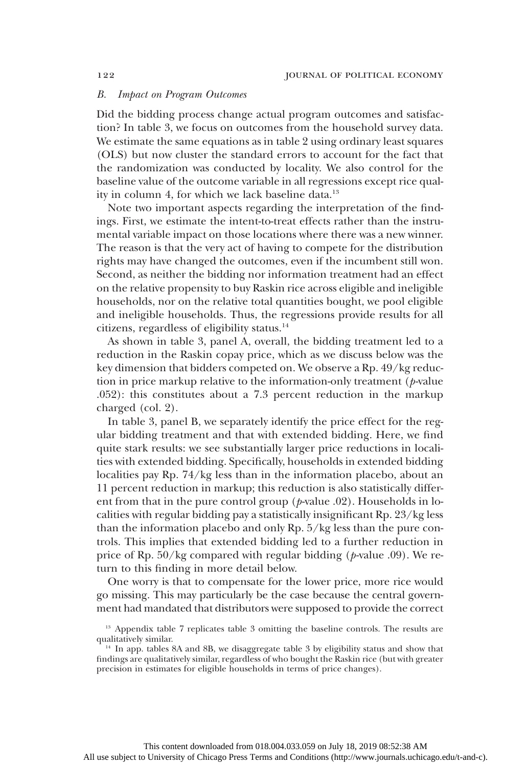### B. Impact on Program Outcomes

Did the bidding process change actual program outcomes and satisfaction? In table 3, we focus on outcomes from the household survey data. We estimate the same equations as in table 2 using ordinary least squares (OLS) but now cluster the standard errors to account for the fact that the randomization was conducted by locality. We also control for the baseline value of the outcome variable in all regressions except rice quality in column 4, for which we lack baseline data.[13]

Note two important aspects regarding the interpretation of the findings. First, we estimate the intent-to-treat effects rather than the instrumental variable impact on those locations where there was a new winner. The reason is that the very act of having to compete for the distribution rights may have changed the outcomes, even if the incumbent still won. Second, as neither the bidding nor information treatment had an effect on the relative propensity to buy Raskin rice across eligible and ineligible households, nor on the relative total quantities bought, we pool eligible and ineligible households. Thus, the regressions provide results for all citizens, regardless of eligibility status.[14]

As shown in table 3, panel A, overall, the bidding treatment led to a reduction in the Raskin copay price, which as we discuss below was the key dimension that bidders competed on. We observe a Rp. 49/kg reduction in price markup relative to the information-only treatment (*p*-value .052): this constitutes about a 7.3 percent reduction in the markup charged (col. 2).

In table 3, panel B, we separately identify the price effect for the regular bidding treatment and that with extended bidding. Here, we find quite stark results: we see substantially larger price reductions in localities with extended bidding. Specifically, households in extended bidding localities pay Rp. 74/kg less than in the information placebo, about an 11 percent reduction in markup; this reduction is also statistically different from that in the pure control group (*p*-value .02). Households in localities with regular bidding pay a statistically insignificant Rp. 23/kg less than the information placebo and only Rp. 5/kg less than the pure controls. This implies that extended bidding led to a further reduction in price of Rp. 50/kg compared with regular bidding (*p*-value .09). We return to this finding in more detail below.

One worry is that to compensate for the lower price, more rice would go missing. This may particularly be the case because the central government had mandated that distributors were supposed to provide the correct

[13] Appendix table 7 replicates table 3 omitting the baseline controls. The results are qualitatively similar.

[14] In app. tables 8A and 8B, we disaggregate table 3 by eligibility status and show that findings are qualitatively similar, regardless of who bought the Raskin rice (but with greater precision in estimates for eligible households in terms of price changes).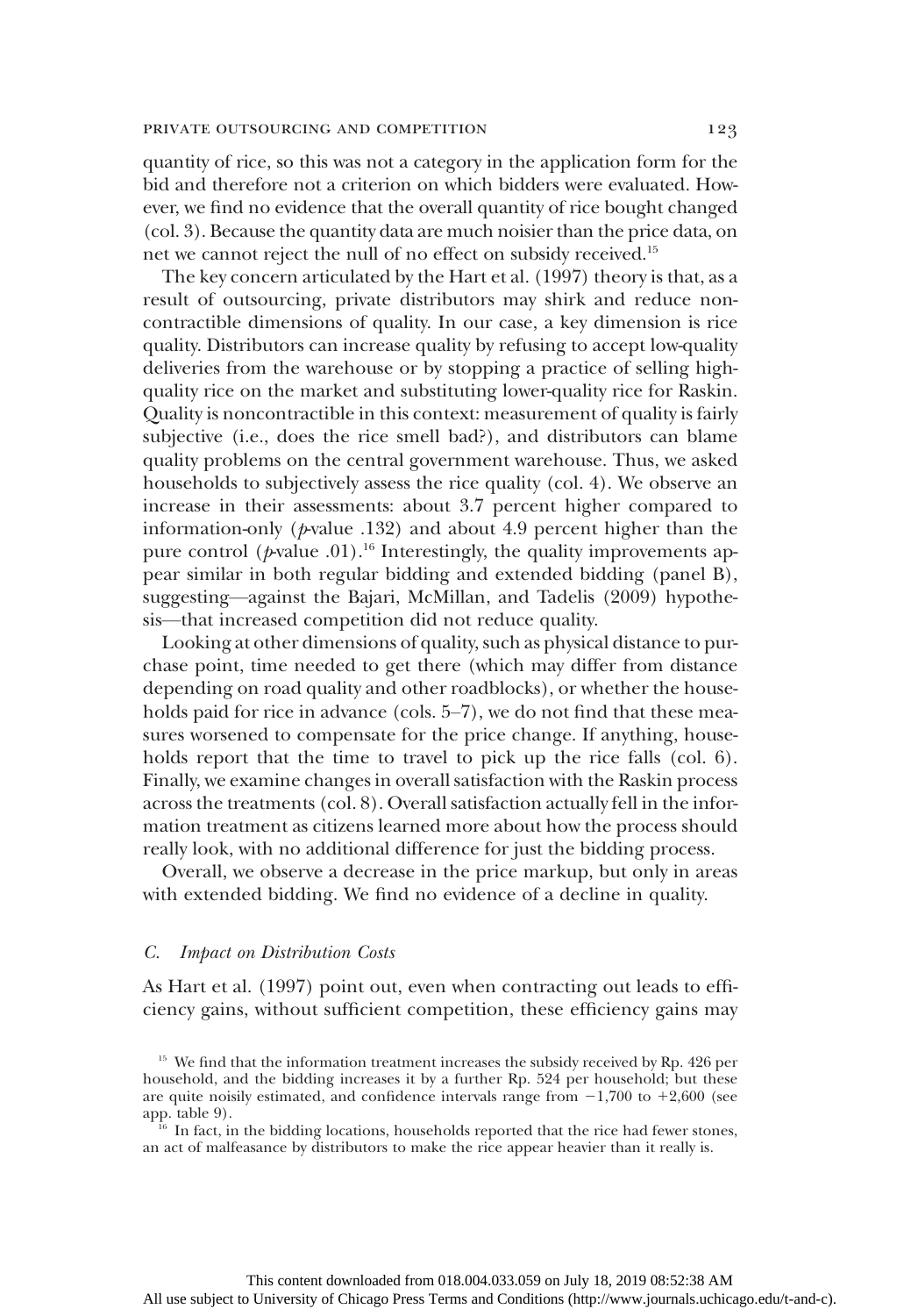quantity of rice, so this was not a category in the application form for the bid and therefore not a criterion on which bidders were evaluated. However, we find no evidence that the overall quantity of rice bought changed (col. 3). Because the quantity data are much noisier than the price data, on net we cannot reject the null of no effect on subsidy received.[15]

The key concern articulated by the Hart et al. (1997) theory is that, as a result of outsourcing, private distributors may shirk and reduce noncontractible dimensions of quality. In our case, a key dimension is rice quality. Distributors can increase quality by refusing to accept low-quality deliveries from the warehouse or by stopping a practice of selling high-quality rice on the market and substituting lower-quality rice for Raskin. Quality is noncontractible in this context: measurement of quality is fairly subjective (i.e., does the rice smell bad?), and distributors can blame quality problems on the central government warehouse. Thus, we asked households to subjectively assess the rice quality (col. 4). We observe an increase in their assessments: about 3.7 percent higher compared to information-only ($p$-value .132) and about 4.9 percent higher than the pure control ($p$-value .01).[16] Interestingly, the quality improvements appear similar in both regular bidding and extended bidding (panel B), suggesting—against the Bajari, McMillan, and Tadelis (2009) hypothesis—that increased competition did not reduce quality.

Looking at other dimensions of quality, such as physical distance to purchase point, time needed to get there (which may differ from distance depending on road quality and other roadblocks), or whether the households paid for rice in advance (cols. 5–7), we do not find that these measures worsened to compensate for the price change. If anything, households report that the time to travel to pick up the rice falls (col. 6). Finally, we examine changes in overall satisfaction with the Raskin process across the treatments (col. 8). Overall satisfaction actually fell in the information treatment as citizens learned more about how the process should really look, with no additional difference for just the bidding process.

Overall, we observe a decrease in the price markup, but only in areas with extended bidding. We find no evidence of a decline in quality.

### C. *Impact on Distribution Costs*

As Hart et al. (1997) point out, even when contracting out leads to efficiency gains, without sufficient competition, these efficiency gains may

[15] We find that the information treatment increases the subsidy received by Rp. 426 per household, and the bidding increases it by a further Rp. 524 per household; but these are quite noisily estimated, and confidence intervals range from −1,700 to +2,600 (see app. table 9).

[16] In fact, in the bidding locations, households reported that the rice had fewer stones, an act of malfeasance by distributors to make the rice appear heavier than it really is.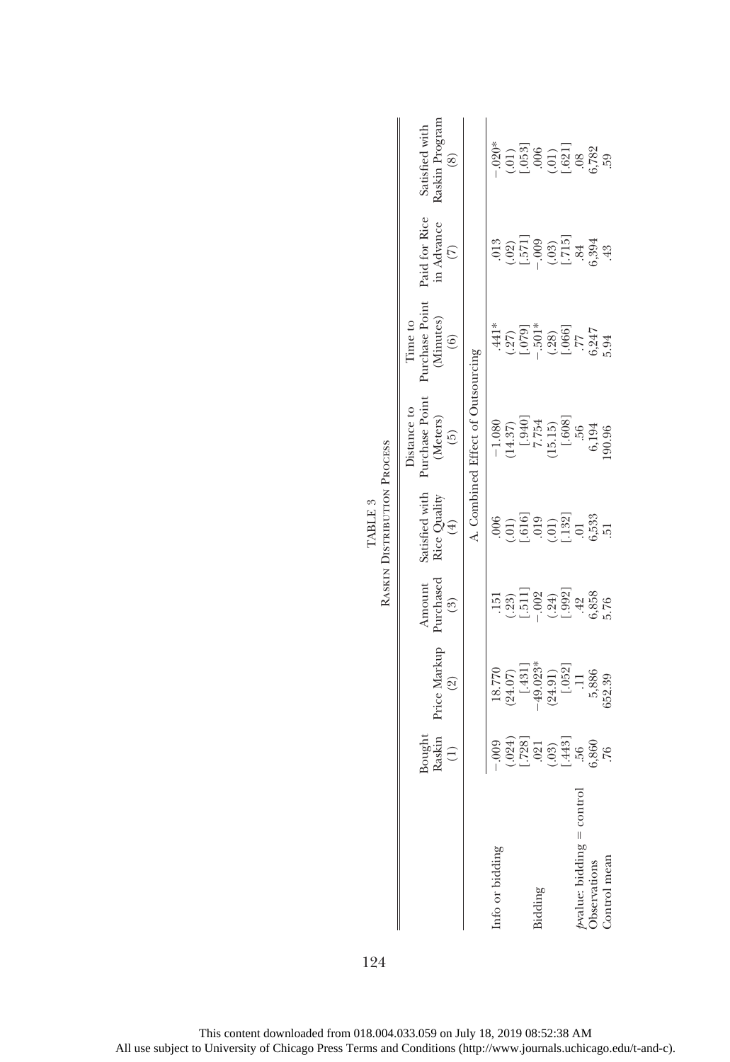TABLE 3

Raskin Distribution Process

| | Bought Raskin (1) | Price Markup (2) | Amount Purchased (3) | Satisfied with Rice Quality (4) | Distance to Purchase Point (Meters) (5) | Time to Purchase Point (Minutes) (6) | Paid for Rice in Advance (7) | Satisfied with Raskin Program (8) |
|---|---|---|---|---|---|---|---|---|
| | A. Combined Effect of Outsourcing | | | | | | | |
| Info or bidding | −.009 | 18.770 | .151 | .006 | −1.080 | .441* | .013 | −.020* |
| | (.024) | (24.07) | (.23) | (.01) | (14.37) | (.27) | (.02) | (.01) |
| | [.728] | [.431] | [.511] | [.616] | [.940] | [.079] | [.571] | [.053] |
| Bidding | .021 | −49.023* | −.002 | .019 | 7.754 | −.501* | −.009 | .006 |
| | (.03) | (24.91) | (.24) | (.01) | (15.15) | (.28) | (.03) | (.01) |
| | [.443] | [.052] | [.992] | [.132] | [.608] | [.066] | [.715] | [.621] |
| *p*-value: bidding = control | .56 | .11 | .42 | .01 | .56 | .77 | .84 | .08 |
| Observations | 6,860 | 5,886 | 6,858 | 6,533 | 6,194 | 6,247 | 6,394 | 6,782 |
| Control mean | .76 | 652.39 | 5.76 | .51 | 190.96 | 5.94 | .43 | .59 |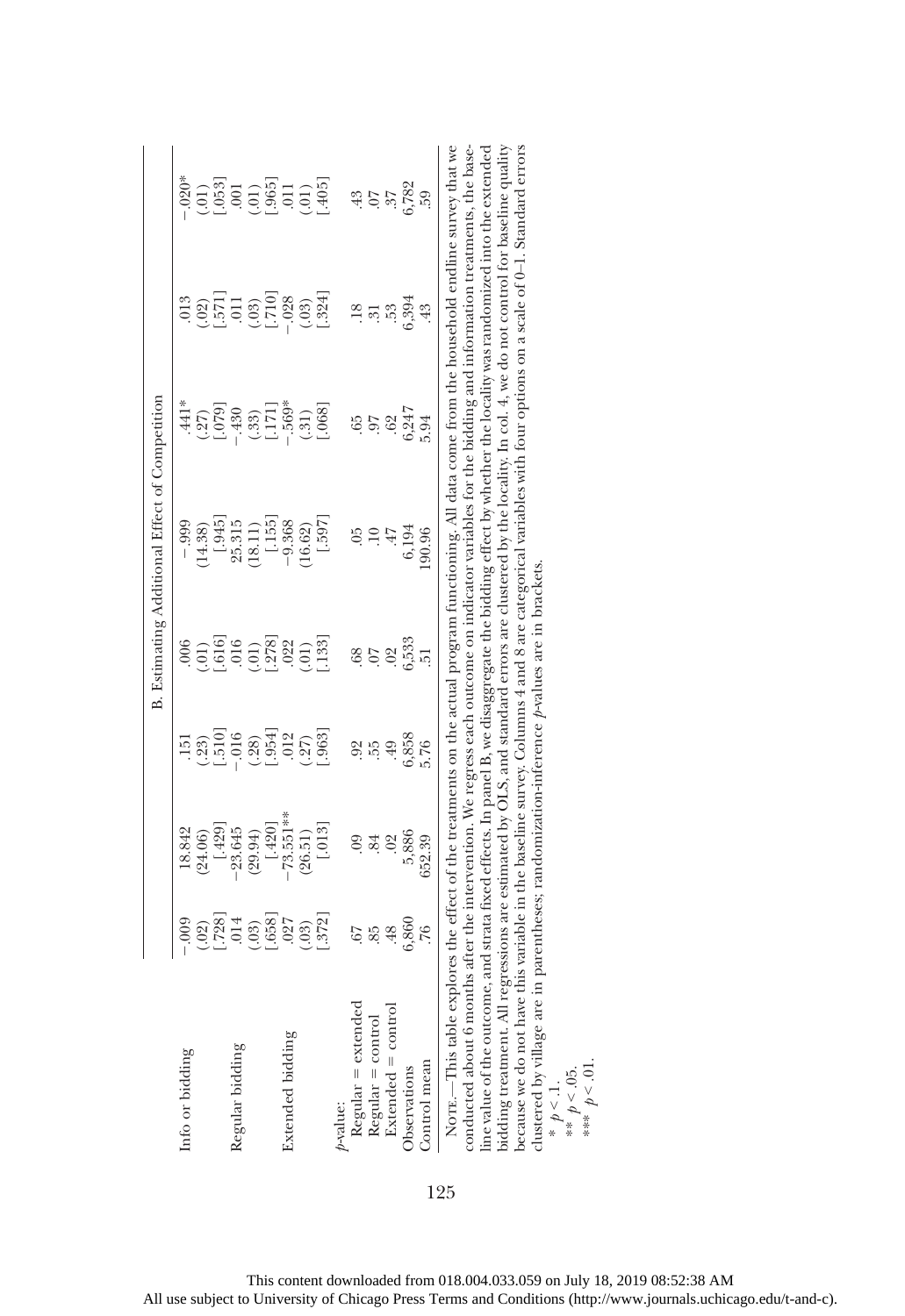| | B. Estimating Additional Effect of Competition | | | | | | |
|---|---|---|---|---|---|---|---|
| Info or bidding | −.009 | 18.842 | .151 | .006 | −.999 | .441* | .013 | −.020* |
| | (.02) | (24.06) | (.23) | (.01) | (14.38) | (.27) | (.02) | (.01) |
| | [.728] | [.429] | [.510] | [.616] | [.945] | [.079] | [.571] | [.053] |
| Regular bidding | .014 | −23.645 | −.016 | .016 | 25.315 | −.430 | .011 | .001 |
| | (.03) | (29.94) | (.28) | (.01) | (18.11) | (.33) | (.03) | (.01) |
| | [.658] | [.420] | [.954] | [.278] | [.155] | [.171] | [.710] | [.965] |
| Extended bidding | .027 | −73.551** | .012 | .022 | −9.368 | −.569* | −.028 | .011 |
| | (.03) | (26.51) | (.27) | (.01) | (16.62) | (.31) | (.03) | (.01) |
| | [.372] | [.013] | [.963] | [.133] | [.597] | [.068] | [.324] | [.405] |
| *p*-value: | | | | | | | | |
| Regular = extended | .67 | .09 | .92 | .68 | .05 | .65 | .18 | .43 |
| Regular = control | .85 | .84 | .55 | .07 | .10 | .97 | .31 | .07 |
| Extended = control | .48 | .02 | .49 | .02 | .47 | .62 | .53 | .37 |
| Observations | 6,860 | 5,886 | 6,858 | 6,533 | 6,194 | 6,247 | 6,394 | 6,782 |
| Control mean | .76 | 652.39 | 5.76 | .51 | 190.96 | 5.94 | .43 | .59 |

Note.—This table explores the effect of the treatments on the actual program functioning. All data come from the household endline survey that we conducted about 6 months after the intervention. We regress each outcome on indicator variables for the bidding and information treatments, the baseline value of the outcome, and strata fixed effects. In panel B, we disaggregate the bidding effect by whether the locality was randomized into the extended bidding treatment. All regressions are estimated by OLS, and standard errors are clustered by the locality. In col. 4, we do not control for baseline quality because we do not have this variable in the baseline survey. Columns 4 and 8 are categorical variables with four options on a scale of 0–1. Standard errors clustered by village are in parentheses; randomization-inference *p*-values are in brackets.

\* $p < .1$.
\*\* $p < .05$.
\*\*\* $p < .01$.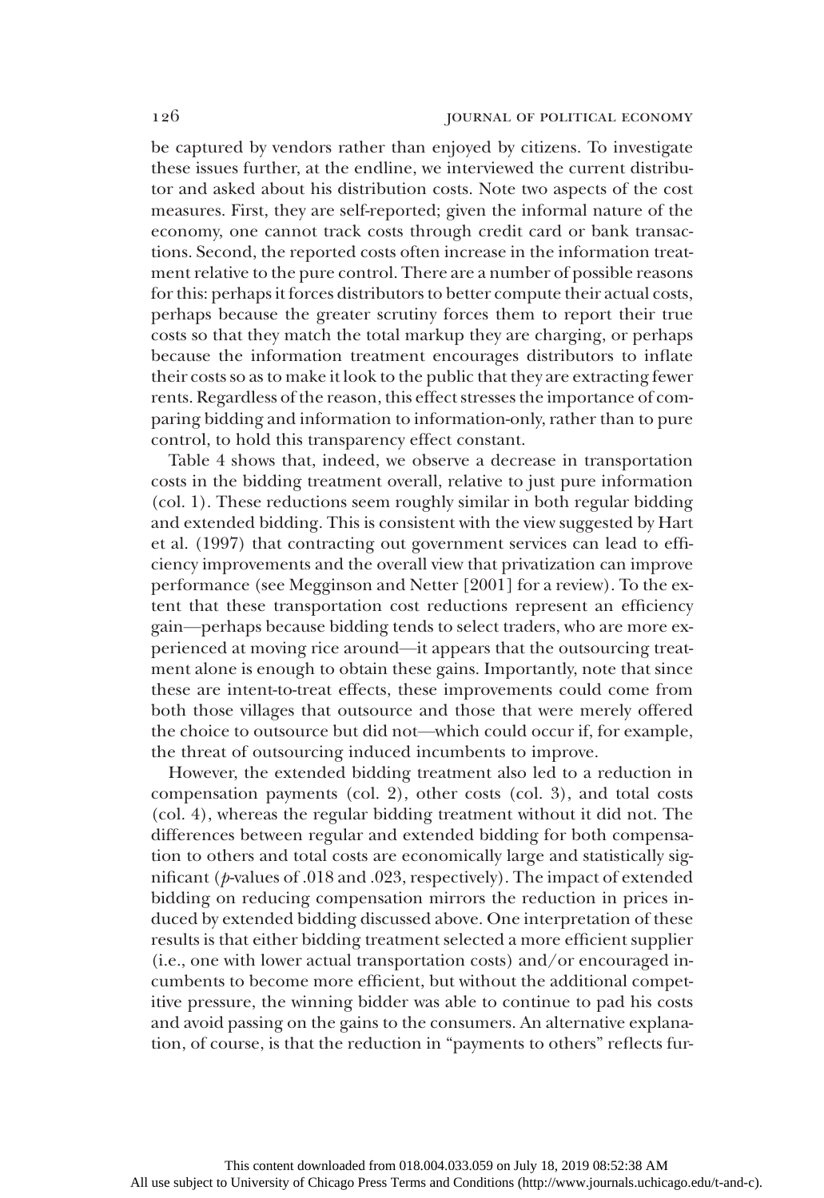be captured by vendors rather than enjoyed by citizens. To investigate these issues further, at the endline, we interviewed the current distributor and asked about his distribution costs. Note two aspects of the cost measures. First, they are self-reported; given the informal nature of the economy, one cannot track costs through credit card or bank transactions. Second, the reported costs often increase in the information treatment relative to the pure control. There are a number of possible reasons for this: perhaps it forces distributors to better compute their actual costs, perhaps because the greater scrutiny forces them to report their true costs so that they match the total markup they are charging, or perhaps because the information treatment encourages distributors to inflate their costs so as to make it look to the public that they are extracting fewer rents. Regardless of the reason, this effect stresses the importance of comparing bidding and information to information-only, rather than to pure control, to hold this transparency effect constant.

Table 4 shows that, indeed, we observe a decrease in transportation costs in the bidding treatment overall, relative to just pure information (col. 1). These reductions seem roughly similar in both regular bidding and extended bidding. This is consistent with the view suggested by Hart et al. (1997) that contracting out government services can lead to efficiency improvements and the overall view that privatization can improve performance (see Megginson and Netter [2001] for a review). To the extent that these transportation cost reductions represent an efficiency gain—perhaps because bidding tends to select traders, who are more experienced at moving rice around—it appears that the outsourcing treatment alone is enough to obtain these gains. Importantly, note that since these are intent-to-treat effects, these improvements could come from both those villages that outsource and those that were merely offered the choice to outsource but did not—which could occur if, for example, the threat of outsourcing induced incumbents to improve.

However, the extended bidding treatment also led to a reduction in compensation payments (col. 2), other costs (col. 3), and total costs (col. 4), whereas the regular bidding treatment without it did not. The differences between regular and extended bidding for both compensation to others and total costs are economically large and statistically significant ($p$-values of .018 and .023, respectively). The impact of extended bidding on reducing compensation mirrors the reduction in prices induced by extended bidding discussed above. One interpretation of these results is that either bidding treatment selected a more efficient supplier (i.e., one with lower actual transportation costs) and/or encouraged incumbents to become more efficient, but without the additional competitive pressure, the winning bidder was able to continue to pad his costs and avoid passing on the gains to the consumers. An alternative explanation, of course, is that the reduction in "payments to others" reflects fur-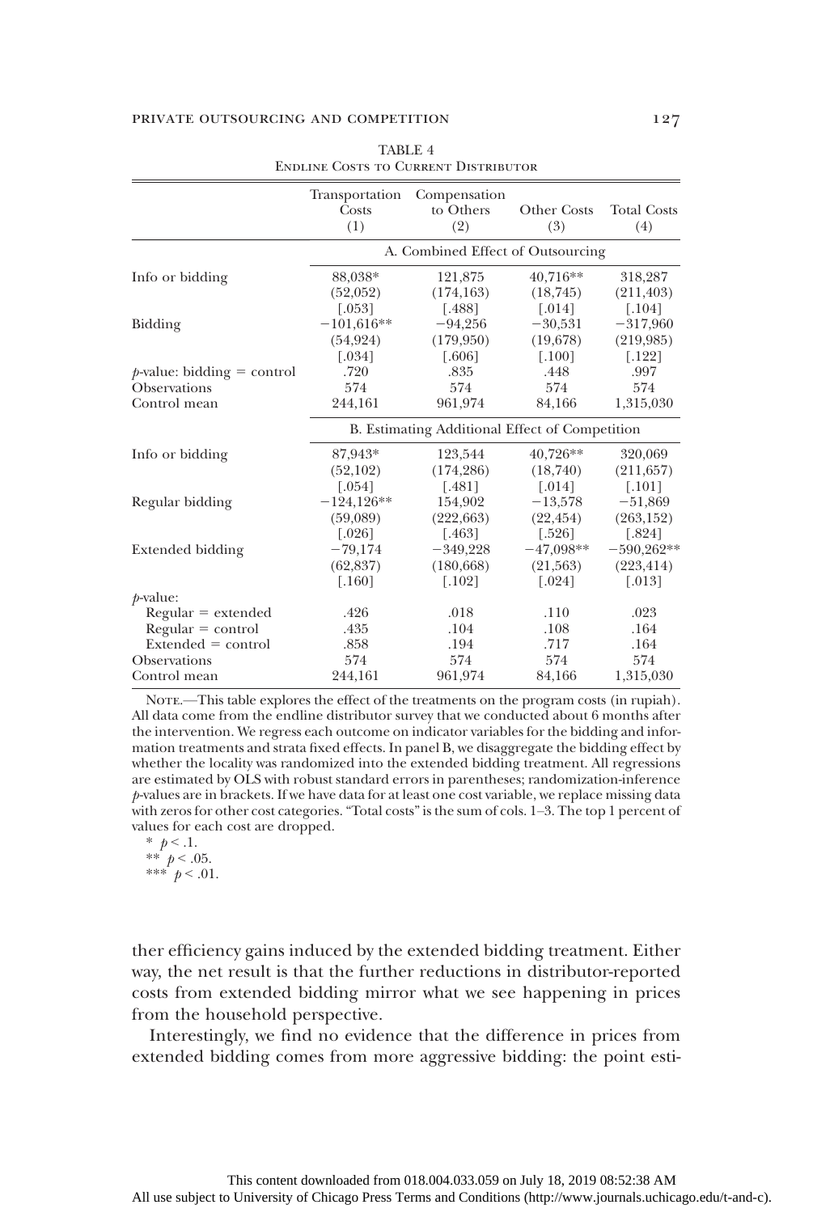TABLE 4

Endline Costs to Current Distributor

| | Transportation Costs (1) | Compensation to Others (2) | Other Costs (3) | Total Costs (4) |
|---|---|---|---|---|
| | A. Combined Effect of Outsourcing | | | |
| Info or bidding | 88,038* | 121,875 | 40,716** | 318,287 |
| | (52,052) | (174,163) | (18,745) | (211,403) |
| | [.053] | [.488] | [.014] | [.104] |
| Bidding | −101,616** | −94,256 | −30,531 | −317,960 |
| | (54,924) | (179,950) | (19,678) | (219,985) |
| | [.034] | [.606] | [.100] | [.122] |
| $p$-value: bidding = control | .720 | .835 | .448 | .997 |
| Observations | 574 | 574 | 574 | 574 |
| Control mean | 244,161 | 961,974 | 84,166 | 1,315,030 |
| | B. Estimating Additional Effect of Competition | | | |
| Info or bidding | 87,943* | 123,544 | 40,726** | 320,069 |
| | (52,102) | (174,286) | (18,740) | (211,657) |
| | [.054] | [.481] | [.014] | [.101] |
| Regular bidding | −124,126** | 154,902 | −13,578 | −51,869 |
| | (59,089) | (222,663) | (22,454) | (263,152) |
| | [.026] | [.463] | [.526] | [.824] |
| Extended bidding | −79,174 | −349,228 | −47,098** | −590,262** |
| | (62,837) | (180,668) | (21,563) | (223,414) |
| | [.160] | [.102] | [.024] | [.013] |
| $p$-value: | | | | |
| Regular = extended | .426 | .018 | .110 | .023 |
| Regular = control | .435 | .104 | .108 | .164 |
| Extended = control | .858 | .194 | .717 | .164 |
| Observations | 574 | 574 | 574 | 574 |
| Control mean | 244,161 | 961,974 | 84,166 | 1,315,030 |

Note.—This table explores the effect of the treatments on the program costs (in rupiah). All data come from the endline distributor survey that we conducted about 6 months after the intervention. We regress each outcome on indicator variables for the bidding and information treatments and strata fixed effects. In panel B, we disaggregate the bidding effect by whether the locality was randomized into the extended bidding treatment. All regressions are estimated by OLS with robust standard errors in parentheses; randomization-inference $p$-values are in brackets. If we have data for at least one cost variable, we replace missing data with zeros for other cost categories. "Total costs" is the sum of cols. 1–3. The top 1 percent of values for each cost are dropped.

\* $p < .1$.

\*\* $p < .05$.

\*\*\* $p < .01$.

ther efficiency gains induced by the extended bidding treatment. Either way, the net result is that the further reductions in distributor-reported costs from extended bidding mirror what we see happening in prices from the household perspective.

Interestingly, we find no evidence that the difference in prices from extended bidding comes from more aggressive bidding: the point esti-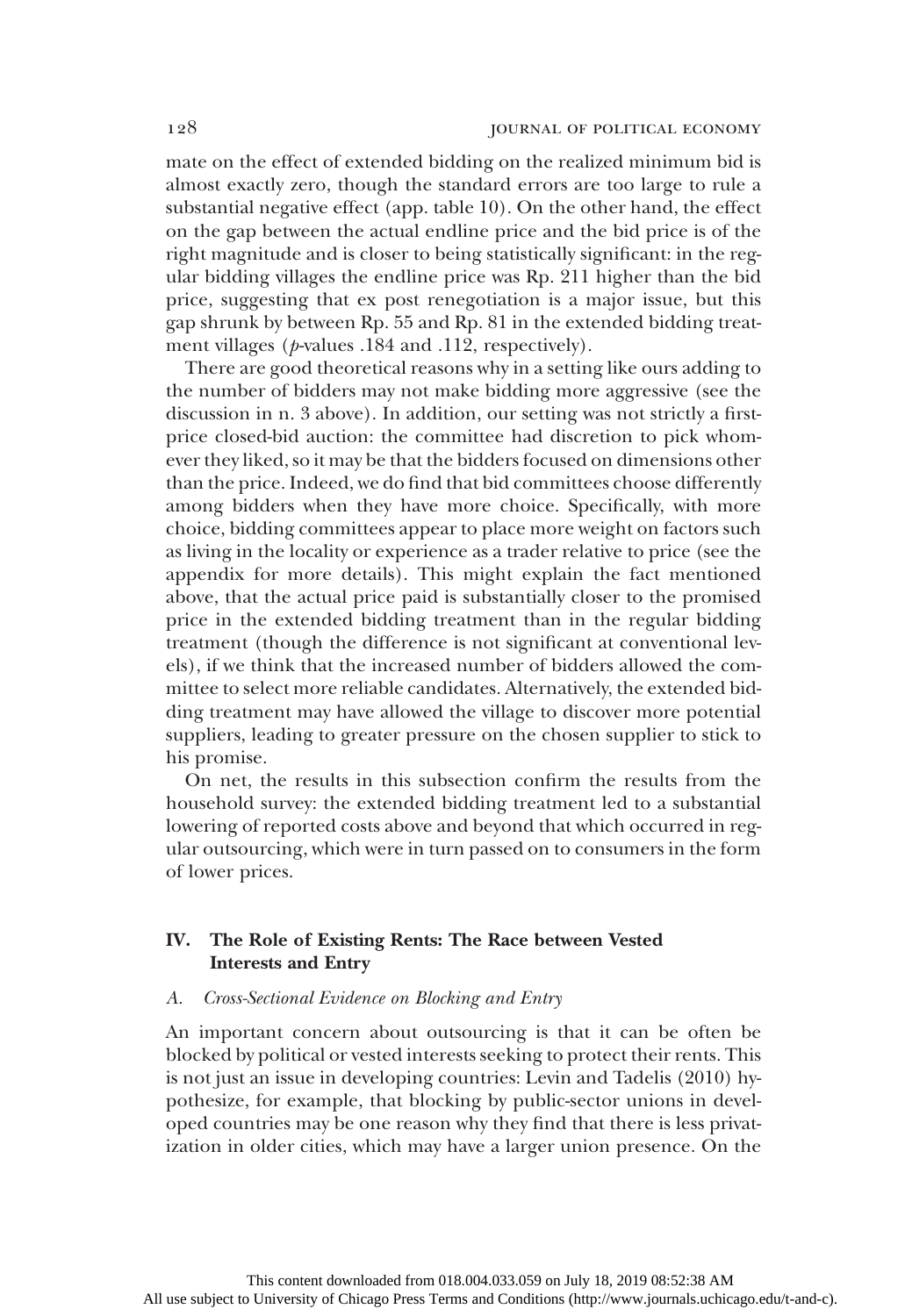mate on the effect of extended bidding on the realized minimum bid is almost exactly zero, though the standard errors are too large to rule a substantial negative effect (app. table 10). On the other hand, the effect on the gap between the actual endline price and the bid price is of the right magnitude and is closer to being statistically significant: in the regular bidding villages the endline price was Rp. 211 higher than the bid price, suggesting that ex post renegotiation is a major issue, but this gap shrunk by between Rp. 55 and Rp. 81 in the extended bidding treatment villages ($p$-values .184 and .112, respectively).

There are good theoretical reasons why in a setting like ours adding to the number of bidders may not make bidding more aggressive (see the discussion in n. 3 above). In addition, our setting was not strictly a first-price closed-bid auction: the committee had discretion to pick whomever they liked, so it may be that the bidders focused on dimensions other than the price. Indeed, we do find that bid committees choose differently among bidders when they have more choice. Specifically, with more choice, bidding committees appear to place more weight on factors such as living in the locality or experience as a trader relative to price (see the appendix for more details). This might explain the fact mentioned above, that the actual price paid is substantially closer to the promised price in the extended bidding treatment than in the regular bidding treatment (though the difference is not significant at conventional levels), if we think that the increased number of bidders allowed the committee to select more reliable candidates. Alternatively, the extended bidding treatment may have allowed the village to discover more potential suppliers, leading to greater pressure on the chosen supplier to stick to his promise.

On net, the results in this subsection confirm the results from the household survey: the extended bidding treatment led to a substantial lowering of reported costs above and beyond that which occurred in regular outsourcing, which were in turn passed on to consumers in the form of lower prices.

## IV. The Role of Existing Rents: The Race between Vested Interests and Entry

### *A. Cross-Sectional Evidence on Blocking and Entry*

An important concern about outsourcing is that it can be often be blocked by political or vested interests seeking to protect their rents. This is not just an issue in developing countries: Levin and Tadelis (2010) hypothesize, for example, that blocking by public-sector unions in developed countries may be one reason why they find that there is less privatization in older cities, which may have a larger union presence. On the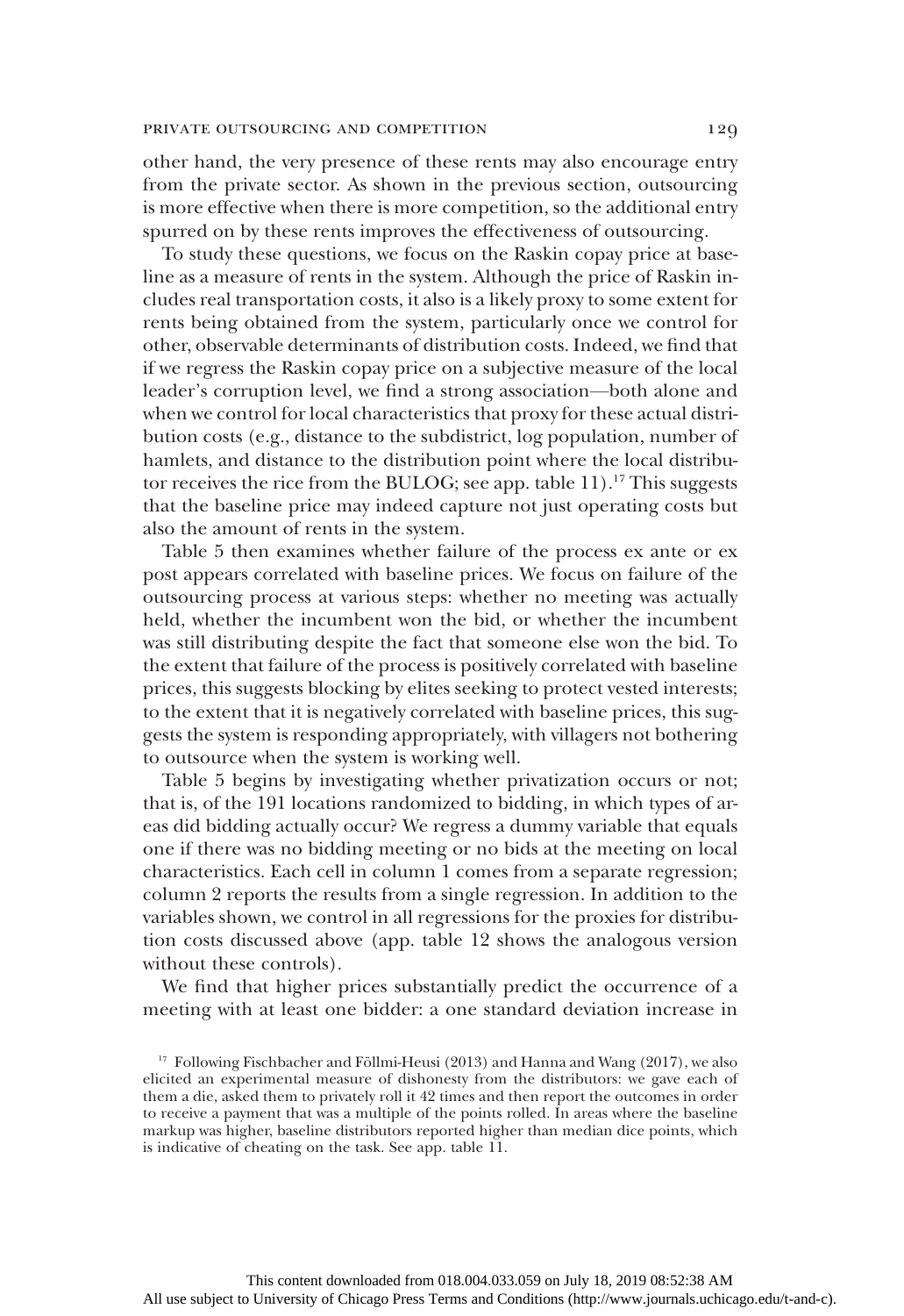other hand, the very presence of these rents may also encourage entry from the private sector. As shown in the previous section, outsourcing is more effective when there is more competition, so the additional entry spurred on by these rents improves the effectiveness of outsourcing.

To study these questions, we focus on the Raskin copay price at baseline as a measure of rents in the system. Although the price of Raskin includes real transportation costs, it also is a likely proxy to some extent for rents being obtained from the system, particularly once we control for other, observable determinants of distribution costs. Indeed, we find that if we regress the Raskin copay price on a subjective measure of the local leader's corruption level, we find a strong association—both alone and when we control for local characteristics that proxy for these actual distribution costs (e.g., distance to the subdistrict, log population, number of hamlets, and distance to the distribution point where the local distributor receives the rice from the BULOG; see app. table 11).[17] This suggests that the baseline price may indeed capture not just operating costs but also the amount of rents in the system.

Table 5 then examines whether failure of the process ex ante or ex post appears correlated with baseline prices. We focus on failure of the outsourcing process at various steps: whether no meeting was actually held, whether the incumbent won the bid, or whether the incumbent was still distributing despite the fact that someone else won the bid. To the extent that failure of the process is positively correlated with baseline prices, this suggests blocking by elites seeking to protect vested interests; to the extent that it is negatively correlated with baseline prices, this suggests the system is responding appropriately, with villagers not bothering to outsource when the system is working well.

Table 5 begins by investigating whether privatization occurs or not; that is, of the 191 locations randomized to bidding, in which types of areas did bidding actually occur? We regress a dummy variable that equals one if there was no bidding meeting or no bids at the meeting on local characteristics. Each cell in column 1 comes from a separate regression; column 2 reports the results from a single regression. In addition to the variables shown, we control in all regressions for the proxies for distribution costs discussed above (app. table 12 shows the analogous version without these controls).

We find that higher prices substantially predict the occurrence of a meeting with at least one bidder: a one standard deviation increase in

[17] Following Fischbacher and Föllmi-Heusi (2013) and Hanna and Wang (2017), we also elicited an experimental measure of dishonesty from the distributors: we gave each of them a die, asked them to privately roll it 42 times and then report the outcomes in order to receive a payment that was a multiple of the points rolled. In areas where the baseline markup was higher, baseline distributors reported higher than median dice points, which is indicative of cheating on the task. See app. table 11.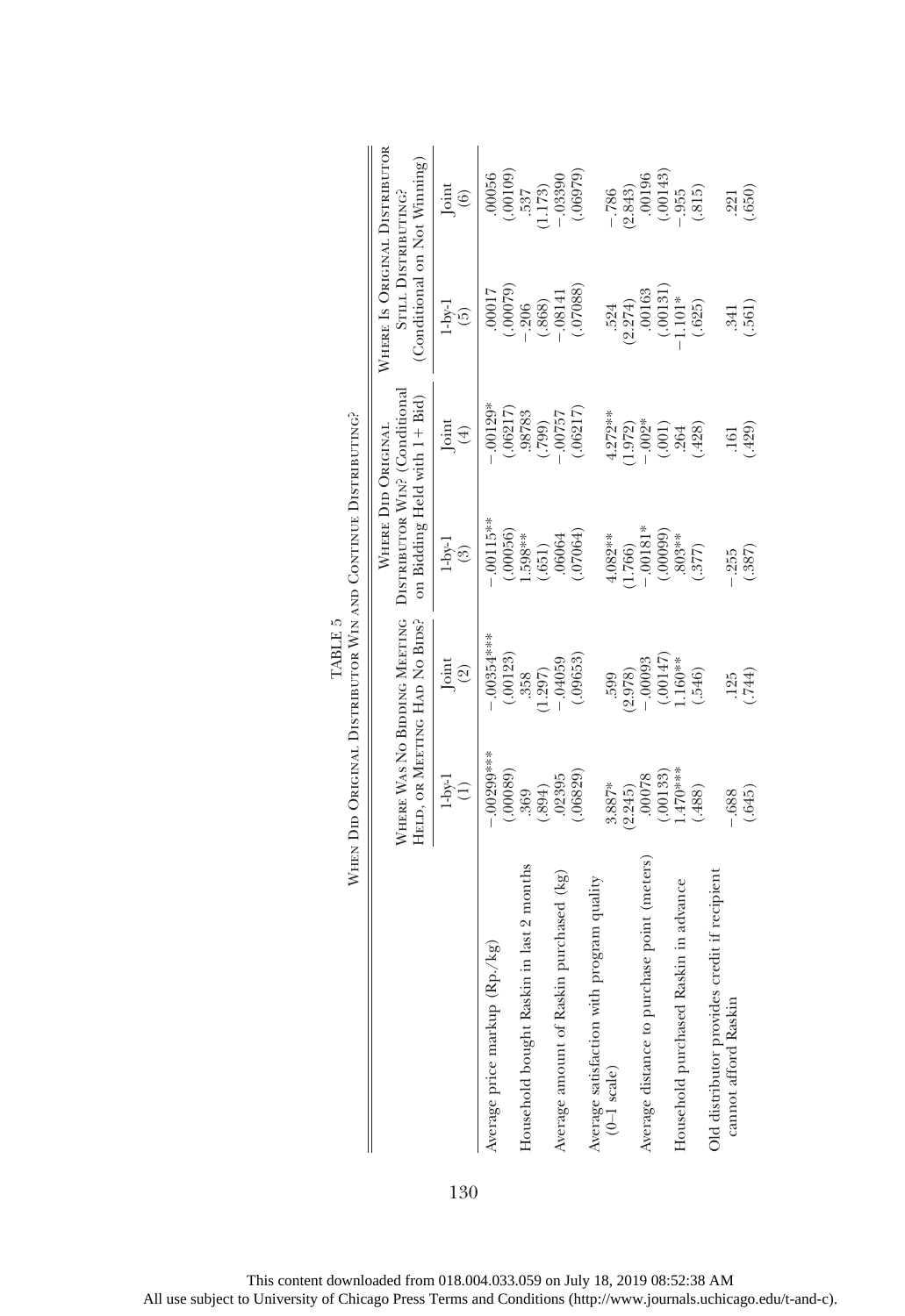TABLE 5

WHEN DID ORIGINAL DISTRIBUTOR WIN AND CONTINUE DISTRIBUTING?

| | Where Was No Bidding Meeting Held, or Meeting Had No Bids? | | Where Did Original Distributor Win? (Conditional on Bidding Held with 1+ Bid) | | Where Is Original Distributor Still Distributing? (Conditional on Not Winning) | |
|---|---|---|---|---|---|---|
| | 1-by-1 (1) | Joint (2) | 1-by-1 (3) | Joint (4) | 1-by-1 (5) | Joint (6) |
| Average price markup (Rp./kg) | −.00299*** | −.00354*** | −.00115** | −.00129* | .00017 | .00056 |
| | (.00089) | (.00123) | (.00056) | (.06217) | (.00079) | (.00109) |
| Household bought Raskin in last 2 months | .369 | .358 | 1.598** | .98783 | −.206 | .537 |
| | (.894) | (1.297) | (.651) | (.799) | (.868) | (1.173) |
| Average amount of Raskin purchased (kg) | .02395 | −.04059 | .06064 | −.00757 | −.08141 | −.03390 |
| | (.06829) | (.09653) | (.07064) | (.06217) | (.07088) | (.06979) |
| Average satisfaction with program quality (0–1 scale) | 3.887* | .599 | 4.082** | 4.272** | .524 | −.786 |
| | (2.245) | (2.978) | (1.766) | (1.972) | (2.274) | (2.843) |
| Average distance to purchase point (meters) | .00078 | −.00093 | −.00181* | −.002* | .00163 | .00196 |
| | (.00133) | (.00147) | (.00099) | (.001) | (.00131) | (.00143) |
| Household purchased Raskin in advance | 1.470*** | 1.160** | .803** | .264 | −1.101* | −.955 |
| | (.488) | (.546) | (.377) | (.428) | (.625) | (.815) |
| Old distributor provides credit if recipient cannot afford Raskin | −.688 | .125 | −.255 | .161 | .341 | .221 |
| | (.645) | (.744) | (.387) | (.429) | (.561) | (.650) |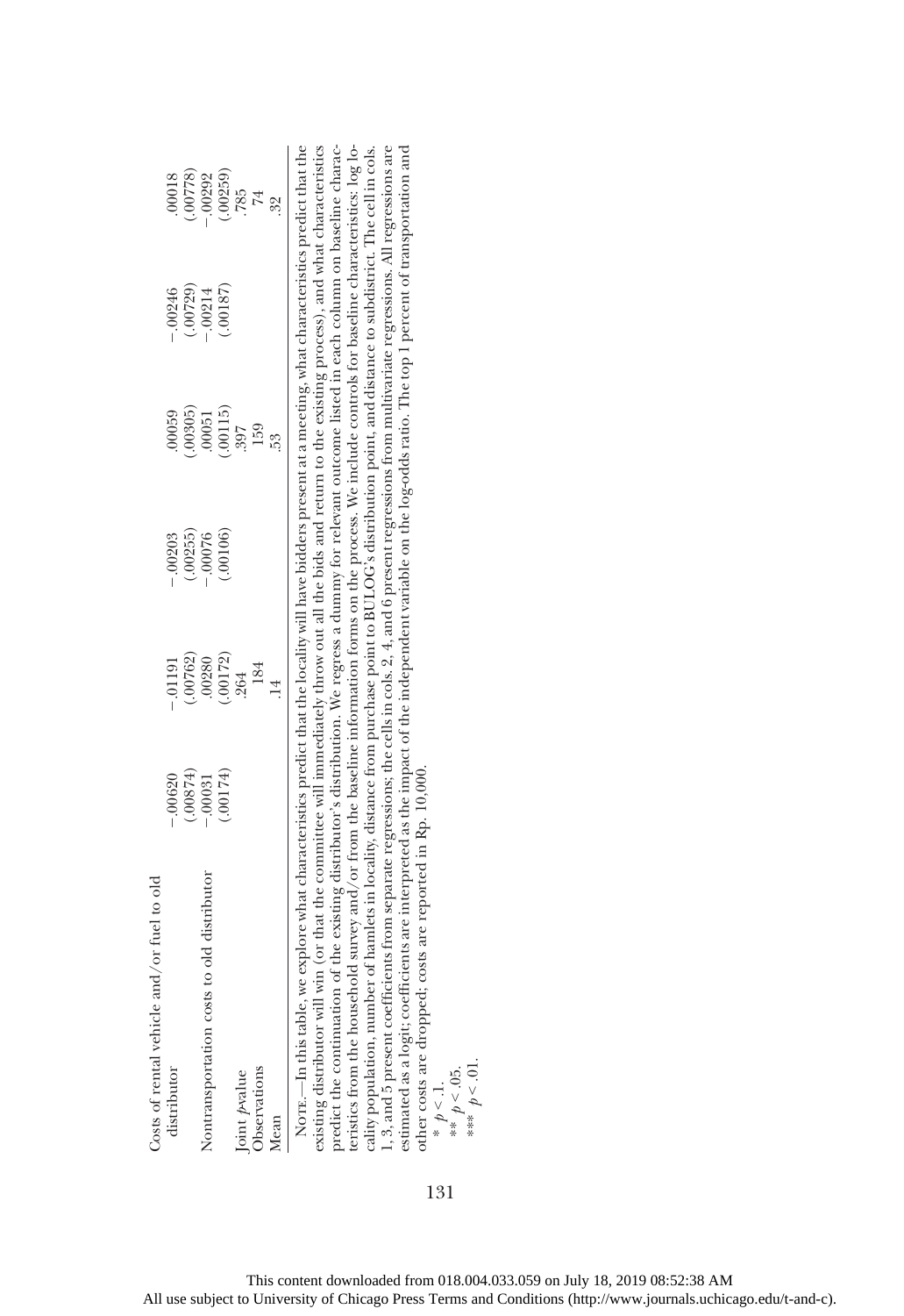| | (1) | (2) | (3) | (4) | (5) | (6) |
|---|---|---|---|---|---|---|
| Costs of rental vehicle and/or fuel to old distributor | −.00620 | −.01191 | −.00203 | .00059 | −.00246 | .00018 |
| | (.00874) | (.00762) | (.00255) | (.00305) | (.00729) | (.00778) |
| Nontransportation costs to old distributor | −.00031 | .00280 | −.00076 | .00051 | −.00214 | −.00292 |
| | (.00174) | (.00172) | (.00106) | (.00115) | (.00187) | (.00259) |
| Joint *p*-value | | .264 | | .397 | | .785 |
| Observations | | 184 | | 159 | | 74 |
| Mean | | .14 | | .53 | | .32 |

NOTE.—In this table, we explore what characteristics predict that the locality will have bidders present at a meeting, what characteristics predict that the existing distributor will win (or that the committee will immediately throw out all the bids and return to the existing process), and what characteristics predict the continuation of the existing distributor's distribution. We regress a dummy for relevant outcome listed in each column on baseline characteristics from the household survey and/or from the baseline information forms on the process. We include controls for baseline characteristics: log locality population, number of hamlets in locality, distance from purchase point to BULOG's distribution point, and distance to subdistrict. The cell in cols. 1, 3, and 5 present coefficients from separate regressions; the cells in cols. 2, 4, and 6 present regressions from multivariate regressions. All regressions are estimated as a logit; coefficients are interpreted as the impact of the independent variable on the log-odds ratio. The top 1 percent of transportation and other costs are dropped; costs are reported in Rp. 10,000.

\* $p < .1$.

\*\* $p < .05$.

\*\*\* $p < .01$.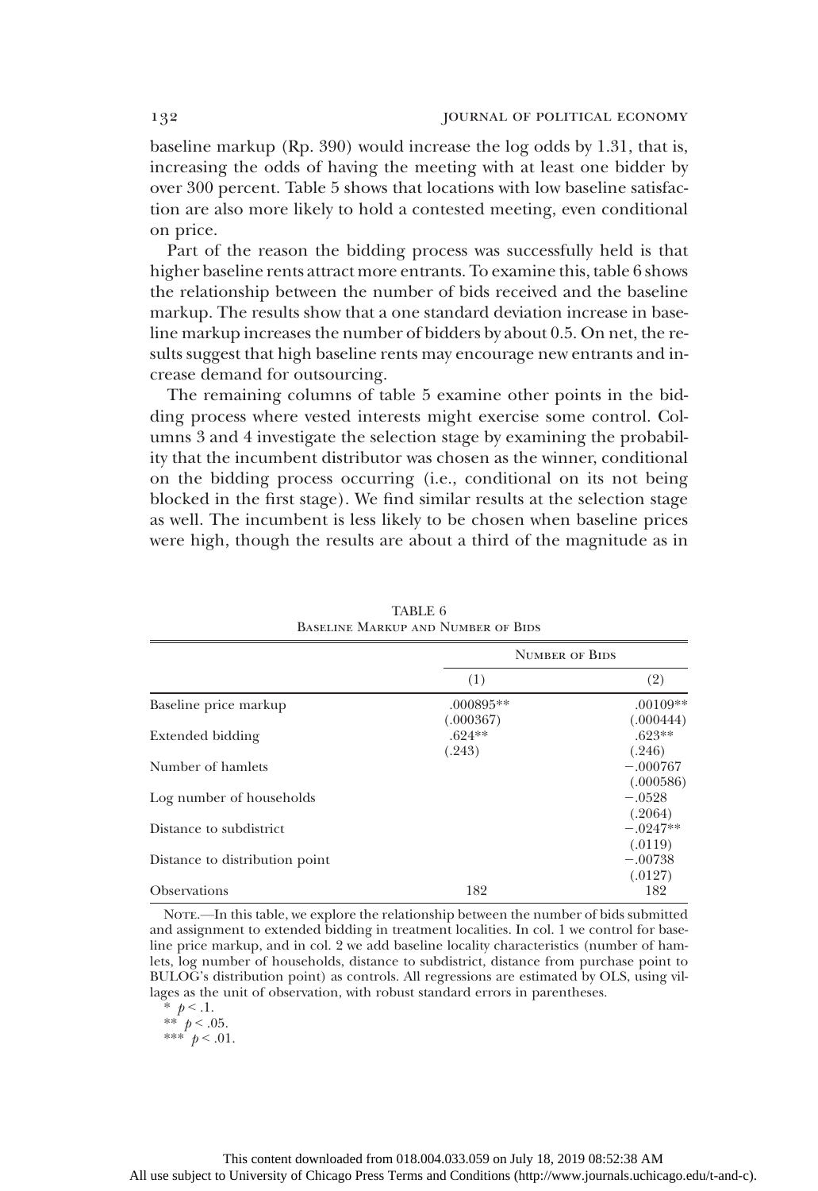baseline markup (Rp. 390) would increase the log odds by 1.31, that is, increasing the odds of having the meeting with at least one bidder by over 300 percent. Table 5 shows that locations with low baseline satisfaction are also more likely to hold a contested meeting, even conditional on price.

Part of the reason the bidding process was successfully held is that higher baseline rents attract more entrants. To examine this, table 6 shows the relationship between the number of bids received and the baseline markup. The results show that a one standard deviation increase in baseline markup increases the number of bidders by about 0.5. On net, the results suggest that high baseline rents may encourage new entrants and increase demand for outsourcing.

The remaining columns of table 5 examine other points in the bidding process where vested interests might exercise some control. Columns 3 and 4 investigate the selection stage by examining the probability that the incumbent distributor was chosen as the winner, conditional on the bidding process occurring (i.e., conditional on its not being blocked in the first stage). We find similar results at the selection stage as well. The incumbent is less likely to be chosen when baseline prices were high, though the results are about a third of the magnitude as in

TABLE 6
Baseline Markup and Number of Bids

| | Number of Bids | |
|---|---|---|
| | (1) | (2) |
| Baseline price markup | .000895** | .00109** |
| | (.000367) | (.000444) |
| Extended bidding | .624** | .623** |
| | (.243) | (.246) |
| Number of hamlets | | −.000767 |
| | | (.000586) |
| Log number of households | | −.0528 |
| | | (.2064) |
| Distance to subdistrict | | −.0247** |
| | | (.0119) |
| Distance to distribution point | | −.00738 |
| | | (.0127) |
| Observations | 182 | 182 |

Note.—In this table, we explore the relationship between the number of bids submitted and assignment to extended bidding in treatment localities. In col. 1 we control for baseline price markup, and in col. 2 we add baseline locality characteristics (number of hamlets, log number of households, distance to subdistrict, distance from purchase point to BULOG's distribution point) as controls. All regressions are estimated by OLS, using villages as the unit of observation, with robust standard errors in parentheses.

\* $p < .1$.
\*\* $p < .05$.
\*\*\* $p < .01$.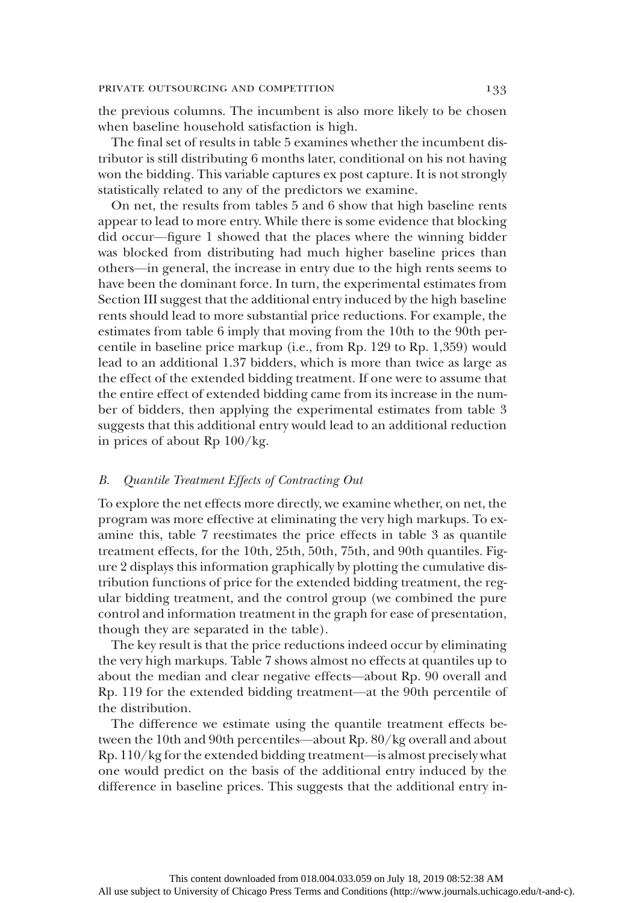the previous columns. The incumbent is also more likely to be chosen when baseline household satisfaction is high.

The final set of results in table 5 examines whether the incumbent distributor is still distributing 6 months later, conditional on his not having won the bidding. This variable captures ex post capture. It is not strongly statistically related to any of the predictors we examine.

On net, the results from tables 5 and 6 show that high baseline rents appear to lead to more entry. While there is some evidence that blocking did occur—figure 1 showed that the places where the winning bidder was blocked from distributing had much higher baseline prices than others—in general, the increase in entry due to the high rents seems to have been the dominant force. In turn, the experimental estimates from Section III suggest that the additional entry induced by the high baseline rents should lead to more substantial price reductions. For example, the estimates from table 6 imply that moving from the 10th to the 90th percentile in baseline price markup (i.e., from Rp. 129 to Rp. 1,359) would lead to an additional 1.37 bidders, which is more than twice as large as the effect of the extended bidding treatment. If one were to assume that the entire effect of extended bidding came from its increase in the number of bidders, then applying the experimental estimates from table 3 suggests that this additional entry would lead to an additional reduction in prices of about Rp 100/kg.

### B. *Quantile Treatment Effects of Contracting Out*

To explore the net effects more directly, we examine whether, on net, the program was more effective at eliminating the very high markups. To examine this, table 7 reestimates the price effects in table 3 as quantile treatment effects, for the 10th, 25th, 50th, 75th, and 90th quantiles. Figure 2 displays this information graphically by plotting the cumulative distribution functions of price for the extended bidding treatment, the regular bidding treatment, and the control group (we combined the pure control and information treatment in the graph for ease of presentation, though they are separated in the table).

The key result is that the price reductions indeed occur by eliminating the very high markups. Table 7 shows almost no effects at quantiles up to about the median and clear negative effects—about Rp. 90 overall and Rp. 119 for the extended bidding treatment—at the 90th percentile of the distribution.

The difference we estimate using the quantile treatment effects between the 10th and 90th percentiles—about Rp. 80/kg overall and about Rp. 110/kg for the extended bidding treatment—is almost precisely what one would predict on the basis of the additional entry induced by the difference in baseline prices. This suggests that the additional entry in-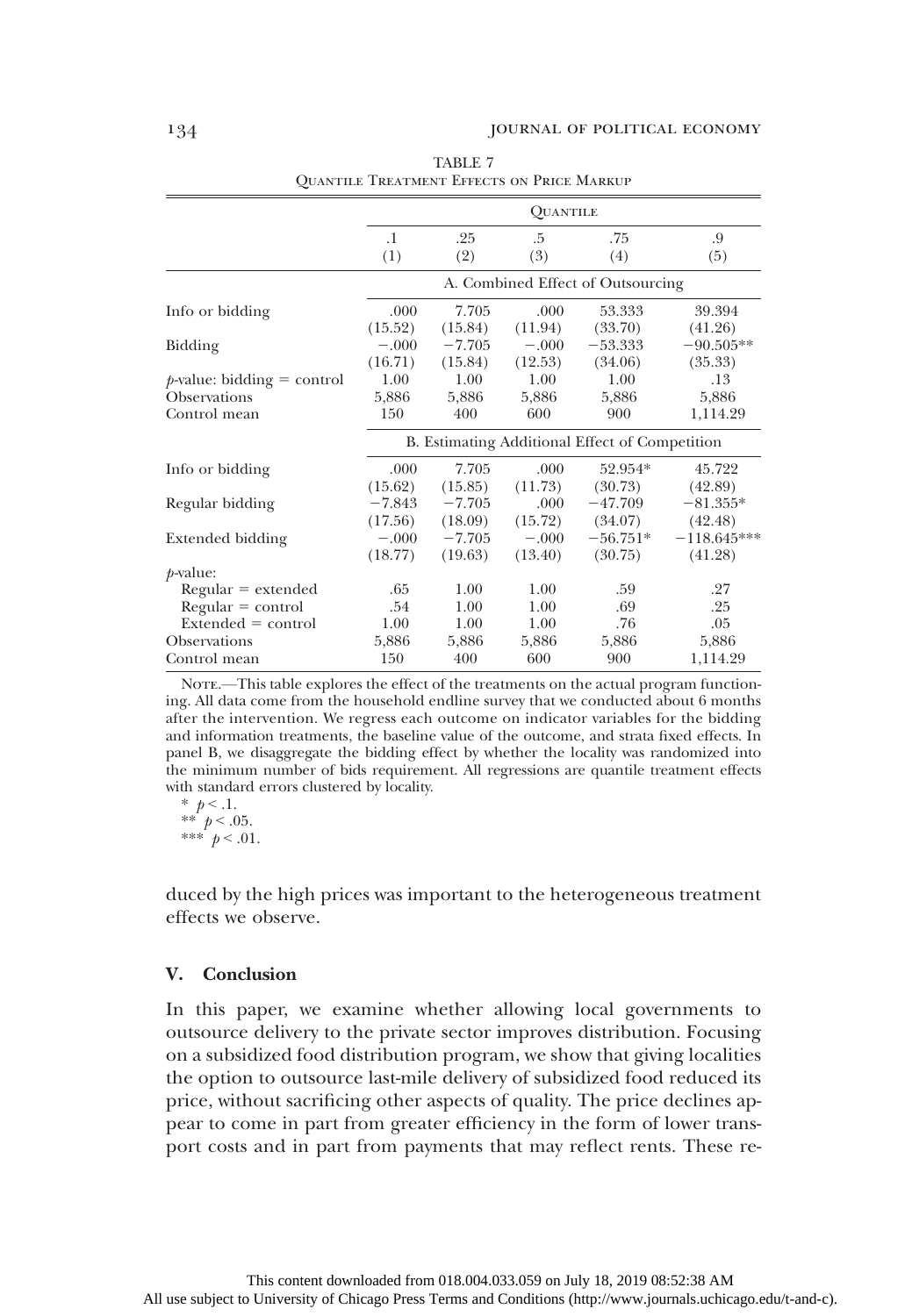TABLE 7

Quantile Treatment Effects on Price Markup

| | Quantile | | | | |
|---|---|---|---|---|---|
| | .1 (1) | .25 (2) | .5 (3) | .75 (4) | .9 (5) |
| | A. Combined Effect of Outsourcing | | | | |
| Info or bidding | .000 | 7.705 | .000 | 53.333 | 39.394 |
| | (15.52) | (15.84) | (11.94) | (33.70) | (41.26) |
| Bidding | −.000 | −7.705 | −.000 | −53.333 | −90.505** |
| | (16.71) | (15.84) | (12.53) | (34.06) | (35.33) |
| $p$-value: bidding = control | 1.00 | 1.00 | 1.00 | 1.00 | .13 |
| Observations | 5,886 | 5,886 | 5,886 | 5,886 | 5,886 |
| Control mean | 150 | 400 | 600 | 900 | 1,114.29 |
| | B. Estimating Additional Effect of Competition | | | | |
| Info or bidding | .000 | 7.705 | .000 | 52.954* | 45.722 |
| | (15.62) | (15.85) | (11.73) | (30.73) | (42.89) |
| Regular bidding | −7.843 | −7.705 | .000 | −47.709 | −81.355* |
| | (17.56) | (18.09) | (15.72) | (34.07) | (42.48) |
| Extended bidding | −.000 | −7.705 | −.000 | −56.751* | −118.645*** |
| | (18.77) | (19.63) | (13.40) | (30.75) | (41.28) |
| $p$-value: | | | | | |
| Regular = extended | .65 | 1.00 | 1.00 | .59 | .27 |
| Regular = control | .54 | 1.00 | 1.00 | .69 | .25 |
| Extended = control | 1.00 | 1.00 | 1.00 | .76 | .05 |
| Observations | 5,886 | 5,886 | 5,886 | 5,886 | 5,886 |
| Control mean | 150 | 400 | 600 | 900 | 1,114.29 |

Note.—This table explores the effect of the treatments on the actual program functioning. All data come from the household endline survey that we conducted about 6 months after the intervention. We regress each outcome on indicator variables for the bidding and information treatments, the baseline value of the outcome, and strata fixed effects. In panel B, we disaggregate the bidding effect by whether the locality was randomized into the minimum number of bids requirement. All regressions are quantile treatment effects with standard errors clustered by locality.

\* $p < .1$.
\*\* $p < .05$.
\*\*\* $p < .01$.

duced by the high prices was important to the heterogeneous treatment effects we observe.

## V. Conclusion

In this paper, we examine whether allowing local governments to outsource delivery to the private sector improves distribution. Focusing on a subsidized food distribution program, we show that giving localities the option to outsource last-mile delivery of subsidized food reduced its price, without sacrificing other aspects of quality. The price declines appear to come in part from greater efficiency in the form of lower transport costs and in part from payments that may reflect rents. These re-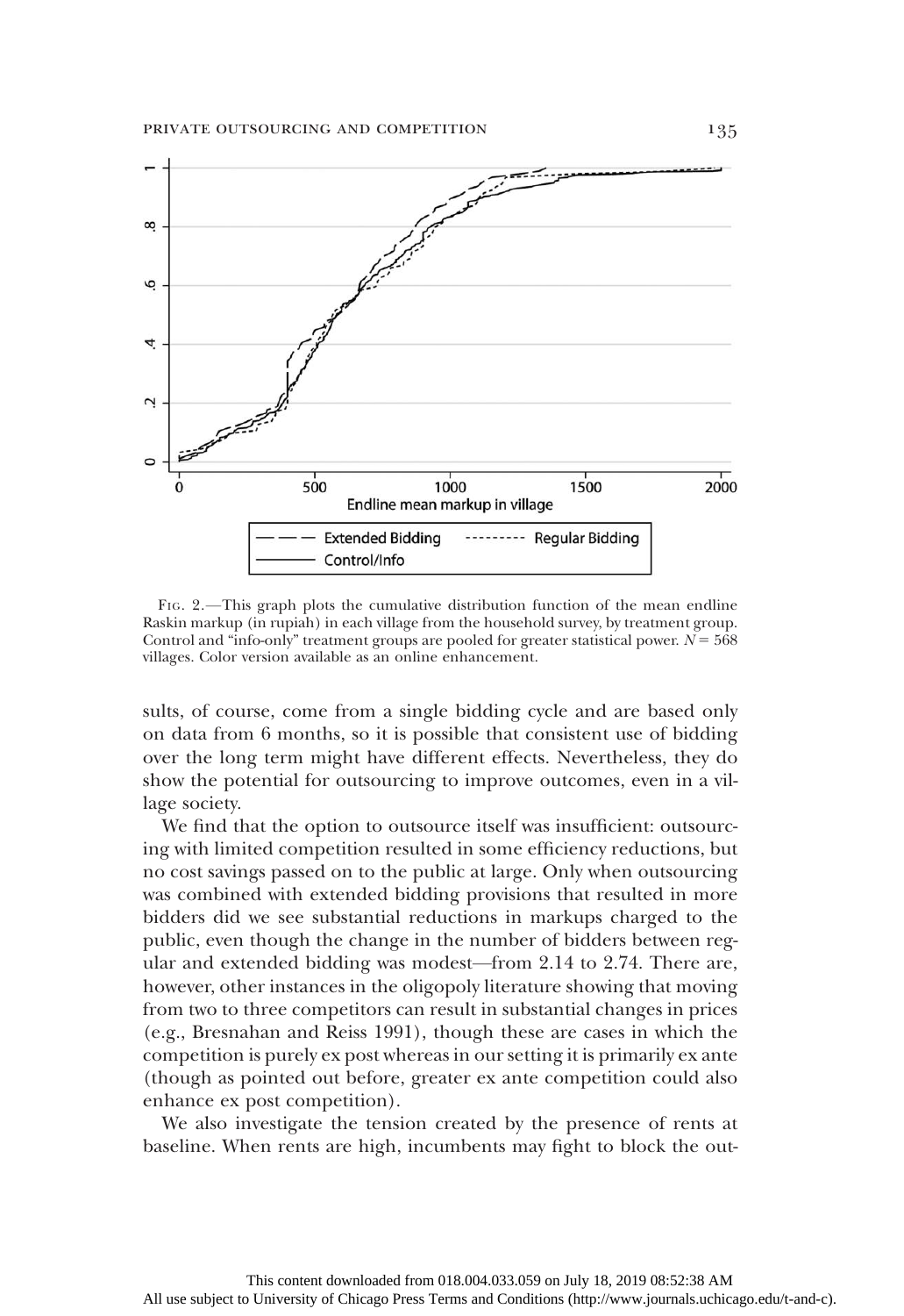Fig. 2.—This graph plots the cumulative distribution function of the mean endline Raskin markup (in rupiah) in each village from the household survey, by treatment group. Control and "info-only" treatment groups are pooled for greater statistical power. $N = 568$ villages. Color version available as an online enhancement.

sults, of course, come from a single bidding cycle and are based only on data from 6 months, so it is possible that consistent use of bidding over the long term might have different effects. Nevertheless, they do show the potential for outsourcing to improve outcomes, even in a village society.

We find that the option to outsource itself was insufficient: outsourcing with limited competition resulted in some efficiency reductions, but no cost savings passed on to the public at large. Only when outsourcing was combined with extended bidding provisions that resulted in more bidders did we see substantial reductions in markups charged to the public, even though the change in the number of bidders between regular and extended bidding was modest—from 2.14 to 2.74. There are, however, other instances in the oligopoly literature showing that moving from two to three competitors can result in substantial changes in prices (e.g., Bresnahan and Reiss 1991), though these are cases in which the competition is purely ex post whereas in our setting it is primarily ex ante (though as pointed out before, greater ex ante competition could also enhance ex post competition).

We also investigate the tension created by the presence of rents at baseline. When rents are high, incumbents may fight to block the out-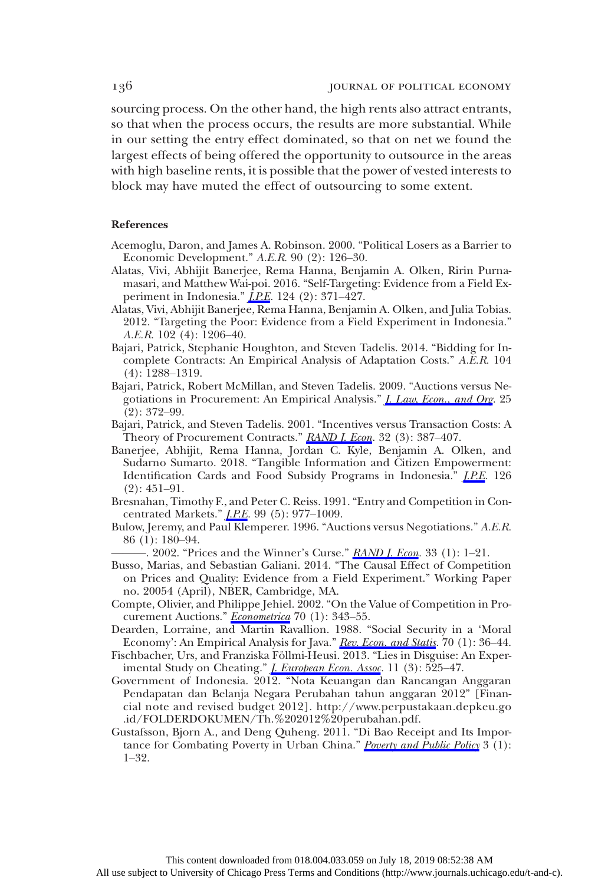sourcing process. On the other hand, the high rents also attract entrants, so that when the process occurs, the results are more substantial. While in our setting the entry effect dominated, so that on net we found the largest effects of being offered the opportunity to outsource in the areas with high baseline rents, it is possible that the power of vested interests to block may have muted the effect of outsourcing to some extent.

**References**

Acemoglu, Daron, and James A. Robinson. 2000. "Political Losers as a Barrier to Economic Development." *A.E.R.* 90 (2): 126–30.

Alatas, Vivi, Abhijit Banerjee, Rema Hanna, Benjamin A. Olken, Ririn Purnamasari, and Matthew Wai-poi. 2016. "Self-Targeting: Evidence from a Field Experiment in Indonesia." *J.P.E.* 124 (2): 371–427.

Alatas, Vivi, Abhijit Banerjee, Rema Hanna, Benjamin A. Olken, and Julia Tobias. 2012. "Targeting the Poor: Evidence from a Field Experiment in Indonesia." *A.E.R.* 102 (4): 1206–40.

Bajari, Patrick, Stephanie Houghton, and Steven Tadelis. 2014. "Bidding for Incomplete Contracts: An Empirical Analysis of Adaptation Costs." *A.E.R.* 104 (4): 1288–1319.

Bajari, Patrick, Robert McMillan, and Steven Tadelis. 2009. "Auctions versus Negotiations in Procurement: An Empirical Analysis." *J. Law, Econ., and Org.* 25 (2): 372–99.

Bajari, Patrick, and Steven Tadelis. 2001. "Incentives versus Transaction Costs: A Theory of Procurement Contracts." *RAND J. Econ.* 32 (3): 387–407.

Banerjee, Abhijit, Rema Hanna, Jordan C. Kyle, Benjamin A. Olken, and Sudarno Sumarto. 2018. "Tangible Information and Citizen Empowerment: Identification Cards and Food Subsidy Programs in Indonesia." *J.P.E.* 126 (2): 451–91.

Bresnahan, Timothy F., and Peter C. Reiss. 1991. "Entry and Competition in Concentrated Markets." *J.P.E.* 99 (5): 977–1009.

Bulow, Jeremy, and Paul Klemperer. 1996. "Auctions versus Negotiations." *A.E.R.* 86 (1): 180–94.

———. 2002. "Prices and the Winner's Curse." *RAND J. Econ.* 33 (1): 1–21.

Busso, Marias, and Sebastian Galiani. 2014. "The Causal Effect of Competition on Prices and Quality: Evidence from a Field Experiment." Working Paper no. 20054 (April), NBER, Cambridge, MA.

Compte, Olivier, and Philippe Jehiel. 2002. "On the Value of Competition in Procurement Auctions." *Econometrica* 70 (1): 343–55.

Dearden, Lorraine, and Martin Ravallion. 1988. "Social Security in a 'Moral Economy': An Empirical Analysis for Java." *Rev. Econ. and Statis.* 70 (1): 36–44.

Fischbacher, Urs, and Franziska Föllmi-Heusi. 2013. "Lies in Disguise: An Experimental Study on Cheating." *J. European Econ. Assoc.* 11 (3): 525–47.

Government of Indonesia. 2012. "Nota Keuangan dan Rancangan Anggaran Pendapatan dan Belanja Negara Perubahan tahun anggaran 2012" [Financial note and revised budget 2012]. http://www.perpustakaan.depkeu.go.id/FOLDERDOKUMEN/Th.%202012%20perubahan.pdf.

Gustafsson, Bjorn A., and Deng Quheng. 2011. "Di Bao Receipt and Its Importance for Combating Poverty in Urban China." *Poverty and Public Policy* 3 (1): 1–32.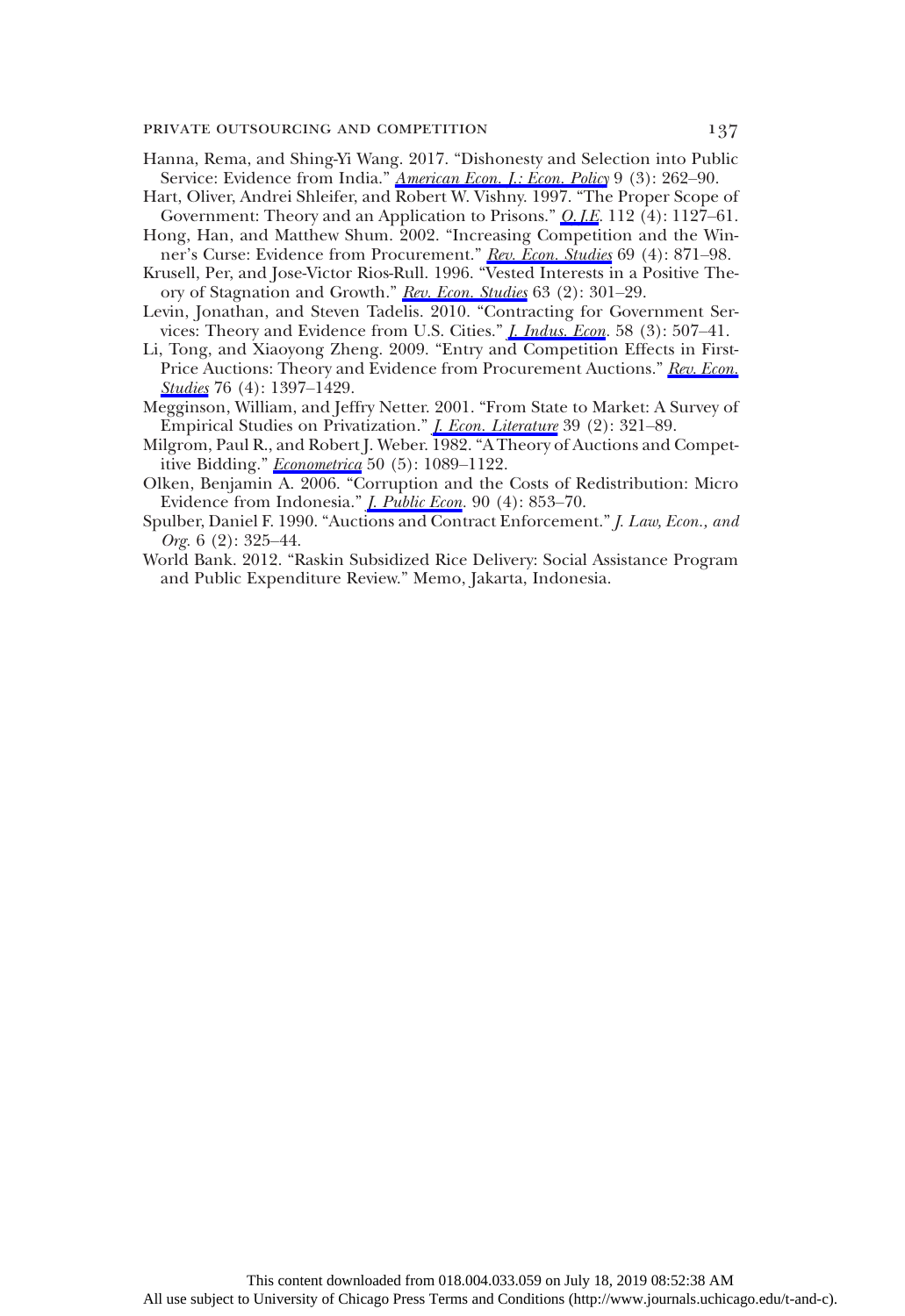Hanna, Rema, and Shing-Yi Wang. 2017. "Dishonesty and Selection into Public Service: Evidence from India." *American Econ. J.: Econ. Policy* 9 (3): 262–90.

Hart, Oliver, Andrei Shleifer, and Robert W. Vishny. 1997. "The Proper Scope of Government: Theory and an Application to Prisons." *Q.J.E.* 112 (4): 1127–61.

Hong, Han, and Matthew Shum. 2002. "Increasing Competition and the Winner's Curse: Evidence from Procurement." *Rev. Econ. Studies* 69 (4): 871–98.

Krusell, Per, and Jose-Victor Rios-Rull. 1996. "Vested Interests in a Positive Theory of Stagnation and Growth." *Rev. Econ. Studies* 63 (2): 301–29.

Levin, Jonathan, and Steven Tadelis. 2010. "Contracting for Government Services: Theory and Evidence from U.S. Cities." *J. Indus. Econ.* 58 (3): 507–41.

Li, Tong, and Xiaoyong Zheng. 2009. "Entry and Competition Effects in First-Price Auctions: Theory and Evidence from Procurement Auctions." *Rev. Econ. Studies* 76 (4): 1397–1429.

Megginson, William, and Jeffry Netter. 2001. "From State to Market: A Survey of Empirical Studies on Privatization." *J. Econ. Literature* 39 (2): 321–89.

Milgrom, Paul R., and Robert J. Weber. 1982. "A Theory of Auctions and Competitive Bidding." *Econometrica* 50 (5): 1089–1122.

Olken, Benjamin A. 2006. "Corruption and the Costs of Redistribution: Micro Evidence from Indonesia." *J. Public Econ.* 90 (4): 853–70.

Spulber, Daniel F. 1990. "Auctions and Contract Enforcement." *J. Law, Econ., and Org.* 6 (2): 325–44.

World Bank. 2012. "Raskin Subsidized Rice Delivery: Social Assistance Program and Public Expenditure Review." Memo, Jakarta, Indonesia.